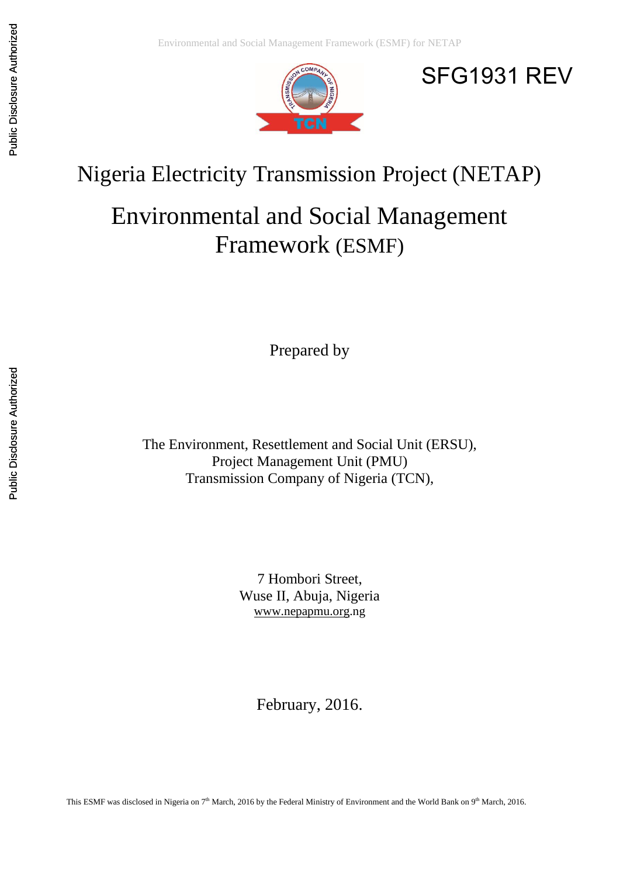SFG1931 REV

# Nigeria Electricity Transmission Project (NETAP)

# Environmental and Social Management Framework (ESMF)

Prepared by

The Environment, Resettlement and Social Unit (ERSU),
Project Management Unit (PMU)
Transmission Company of Nigeria (TCN),

7 Hombori Street,
Wuse II, Abuja, Nigeria
www.nepapmu.org.ng

February, 2016.

This ESMF was disclosed in Nigeria on 7th March, 2016 by the Federal Ministry of Environment and the World Bank on 9th March, 2016.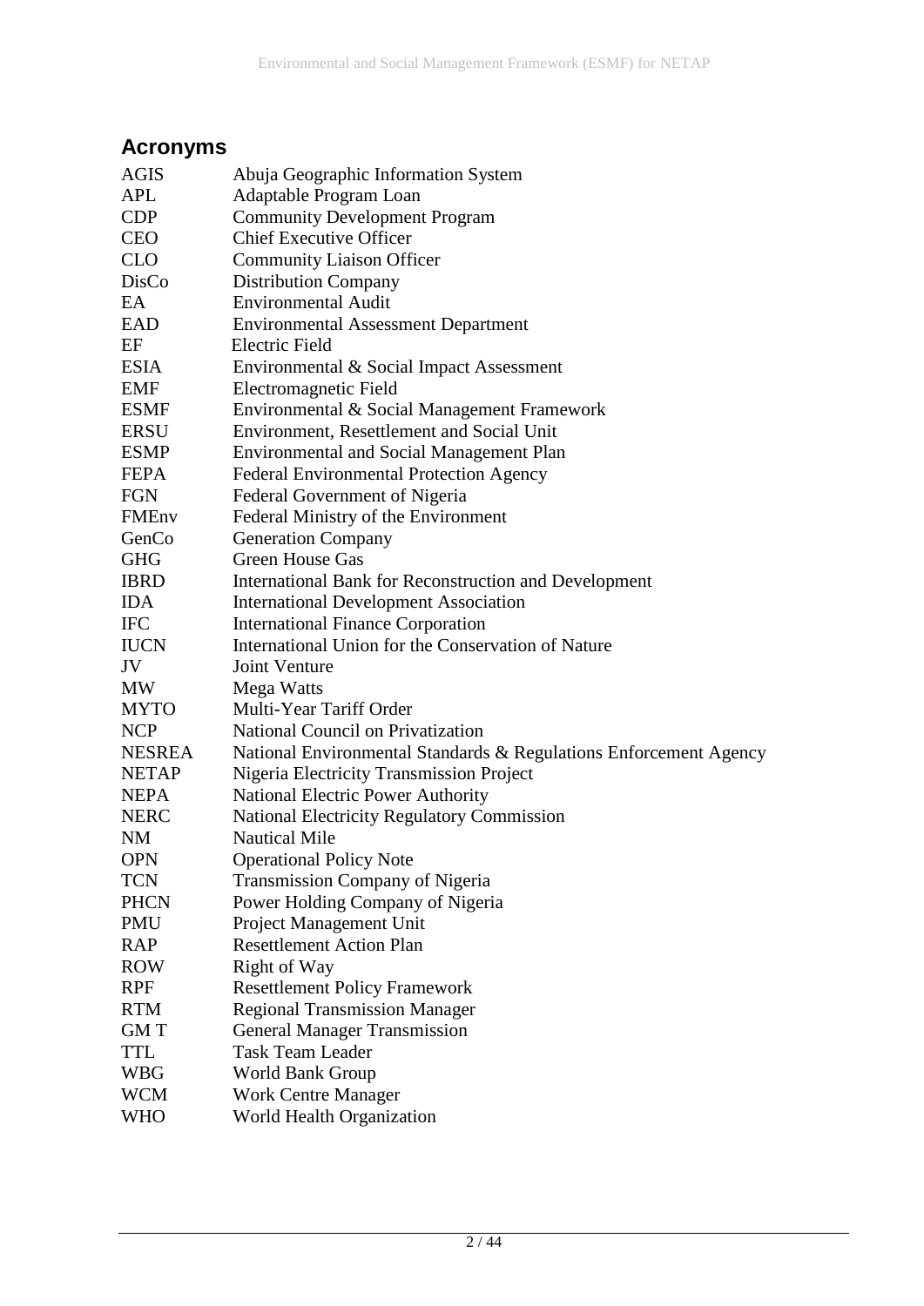## Acronyms

| | |
|---|---|
| AGIS | Abuja Geographic Information System |
| APL | Adaptable Program Loan |
| CDP | Community Development Program |
| CEO | Chief Executive Officer |
| CLO | Community Liaison Officer |
| DisCo | Distribution Company |
| EA | Environmental Audit |
| EAD | Environmental Assessment Department |
| EF | Electric Field |
| ESIA | Environmental & Social Impact Assessment |
| EMF | Electromagnetic Field |
| ESMF | Environmental & Social Management Framework |
| ERSU | Environment, Resettlement and Social Unit |
| ESMP | Environmental and Social Management Plan |
| FEPA | Federal Environmental Protection Agency |
| FGN | Federal Government of Nigeria |
| FMEnv | Federal Ministry of the Environment |
| GenCo | Generation Company |
| GHG | Green House Gas |
| IBRD | International Bank for Reconstruction and Development |
| IDA | International Development Association |
| IFC | International Finance Corporation |
| IUCN | International Union for the Conservation of Nature |
| JV | Joint Venture |
| MW | Mega Watts |
| MYTO | Multi-Year Tariff Order |
| NCP | National Council on Privatization |
| NESREA | National Environmental Standards & Regulations Enforcement Agency |
| NETAP | Nigeria Electricity Transmission Project |
| NEPA | National Electric Power Authority |
| NERC | National Electricity Regulatory Commission |
| NM | Nautical Mile |
| OPN | Operational Policy Note |
| TCN | Transmission Company of Nigeria |
| PHCN | Power Holding Company of Nigeria |
| PMU | Project Management Unit |
| RAP | Resettlement Action Plan |
| ROW | Right of Way |
| RPF | Resettlement Policy Framework |
| RTM | Regional Transmission Manager |
| GM T | General Manager Transmission |
| TTL | Task Team Leader |
| WBG | World Bank Group |
| WCM | Work Centre Manager |
| WHO | World Health Organization |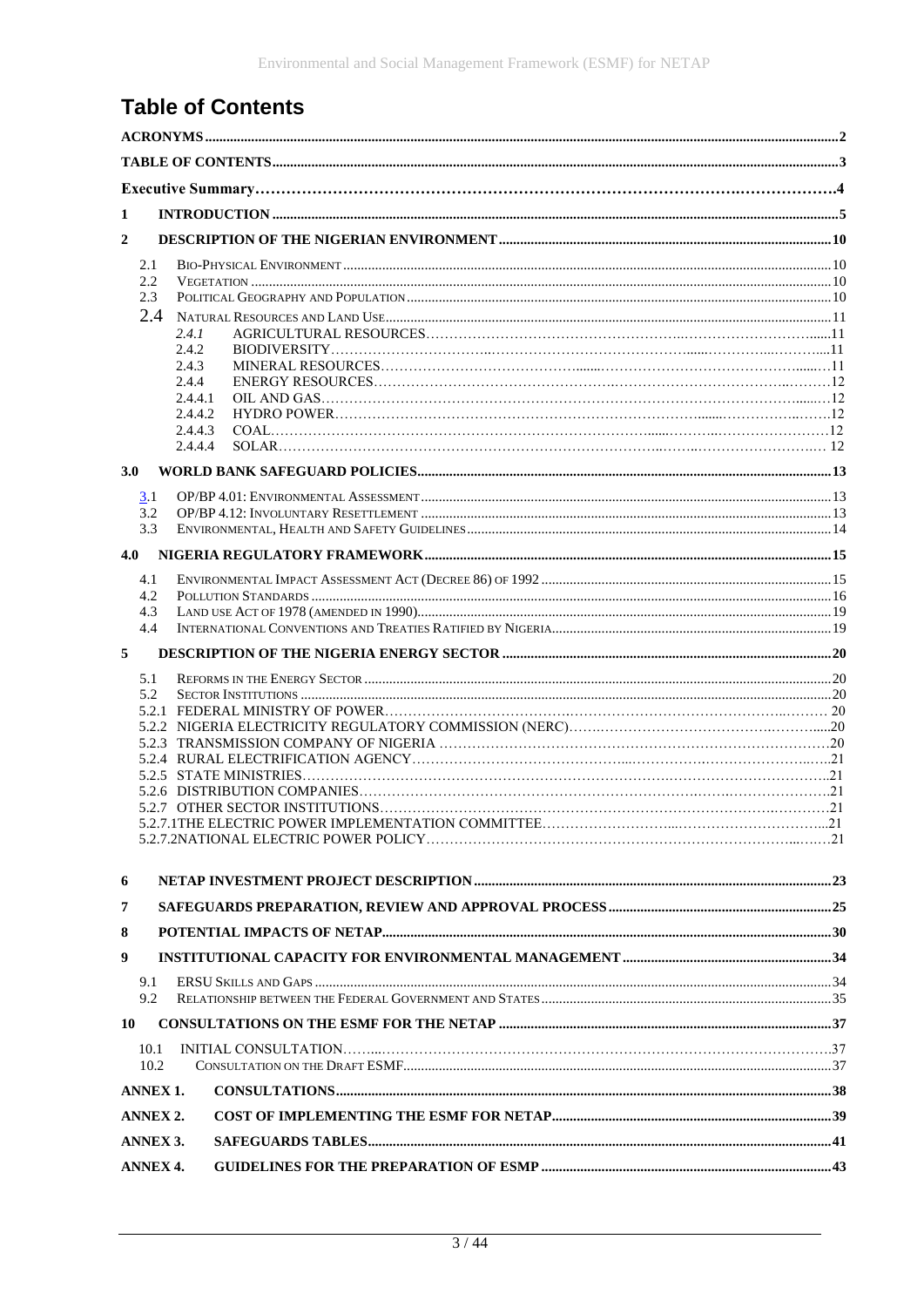# Table of Contents

| | | |
|---|---|---|
| **ACRONYMS** | | **2** |
| **TABLE OF CONTENTS** | | **3** |
| **Executive Summary** | | **4** |
| **1** | **INTRODUCTION** | **5** |
| **2** | **DESCRIPTION OF THE NIGERIAN ENVIRONMENT** | **10** |
| 2.1 | BIO-PHYSICAL ENVIRONMENT | 10 |
| 2.2 | VEGETATION | 10 |
| 2.3 | POLITICAL GEOGRAPHY AND POPULATION | 10 |
| 2.4 | NATURAL RESOURCES AND LAND USE | 11 |
| *2.4.1* | AGRICULTURAL RESOURCES | 11 |
| 2.4.2 | BIODIVERSITY | 11 |
| 2.4.3 | MINERAL RESOURCES | 11 |
| 2.4.4 | ENERGY RESOURCES | 12 |
| 2.4.4.1 | OIL AND GAS | 12 |
| 2.4.4.2 | HYDRO POWER | 12 |
| 2.4.4.3 | COAL | 12 |
| 2.4.4.4 | SOLAR | 12 |
| **3.0** | **WORLD BANK SAFEGUARD POLICIES** | **13** |
| 3.1 | OP/BP 4.01: ENVIRONMENTAL ASSESSMENT | 13 |
| 3.2 | OP/BP 4.12: INVOLUNTARY RESETTLEMENT | 13 |
| 3.3 | ENVIRONMENTAL, HEALTH AND SAFETY GUIDELINES | 14 |
| **4.0** | **NIGERIA REGULATORY FRAMEWORK** | **15** |
| 4.1 | ENVIRONMENTAL IMPACT ASSESSMENT ACT (DECREE 86) OF 1992 | 15 |
| 4.2 | POLLUTION STANDARDS | 16 |
| 4.3 | LAND USE ACT OF 1978 (AMENDED IN 1990) | 19 |
| 4.4 | INTERNATIONAL CONVENTIONS AND TREATIES RATIFIED BY NIGERIA | 19 |
| **5** | **DESCRIPTION OF THE NIGERIA ENERGY SECTOR** | **20** |
| 5.1 | REFORMS IN THE ENERGY SECTOR | 20 |
| 5.2 | SECTOR INSTITUTIONS | 20 |
| 5.2.1 | FEDERAL MINISTRY OF POWER | 20 |
| 5.2.2 | NIGERIA ELECTRICITY REGULATORY COMMISSION (NERC) | 20 |
| 5.2.3 | TRANSMISSION COMPANY OF NIGERIA | 20 |
| 5.2.4 | RURAL ELECTRIFICATION AGENCY | 21 |
| 5.2.5 | STATE MINISTRIES | 21 |
| 5.2.6 | DISTRIBUTION COMPANIES | 21 |
| 5.2.7 | OTHER SECTOR INSTITUTIONS | 21 |
| 5.2.7.1 | THE ELECTRIC POWER IMPLEMENTATION COMMITTEE | 21 |
| 5.2.7.2 | NATIONAL ELECTRIC POWER POLICY | 21 |
| **6** | **NETAP INVESTMENT PROJECT DESCRIPTION** | **23** |
| **7** | **SAFEGUARDS PREPARATION, REVIEW AND APPROVAL PROCESS** | **25** |
| **8** | **POTENTIAL IMPACTS OF NETAP** | **30** |
| **9** | **INSTITUTIONAL CAPACITY FOR ENVIRONMENTAL MANAGEMENT** | **34** |
| 9.1 | ERSU SKILLS AND GAPS | 34 |
| 9.2 | RELATIONSHIP BETWEEN THE FEDERAL GOVERNMENT AND STATES | 35 |
| **10** | **CONSULTATIONS ON THE ESMF FOR THE NETAP** | **37** |
| 10.1 | INITIAL CONSULTATION | 37 |
| 10.2 | CONSULTATION ON THE DRAFT ESMF | 37 |
| **ANNEX 1.** | **CONSULTATIONS** | **38** |
| **ANNEX 2.** | **COST OF IMPLEMENTING THE ESMF FOR NETAP** | **39** |
| **ANNEX 3.** | **SAFEGUARDS TABLES** | **41** |
| **ANNEX 4.** | **GUIDELINES FOR THE PREPARATION OF ESMP** | **43** |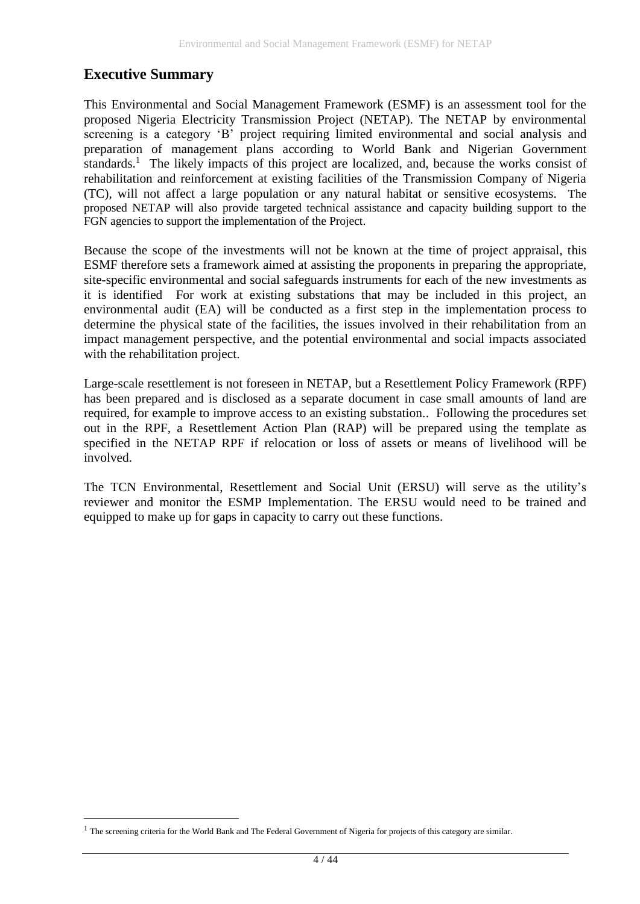## Executive Summary

This Environmental and Social Management Framework (ESMF) is an assessment tool for the proposed Nigeria Electricity Transmission Project (NETAP). The NETAP by environmental screening is a category 'B' project requiring limited environmental and social analysis and preparation of management plans according to World Bank and Nigerian Government standards.[1] The likely impacts of this project are localized, and, because the works consist of rehabilitation and reinforcement at existing facilities of the Transmission Company of Nigeria (TC), will not affect a large population or any natural habitat or sensitive ecosystems. The proposed NETAP will also provide targeted technical assistance and capacity building support to the FGN agencies to support the implementation of the Project.

Because the scope of the investments will not be known at the time of project appraisal, this ESMF therefore sets a framework aimed at assisting the proponents in preparing the appropriate, site-specific environmental and social safeguards instruments for each of the new investments as it is identified For work at existing substations that may be included in this project, an environmental audit (EA) will be conducted as a first step in the implementation process to determine the physical state of the facilities, the issues involved in their rehabilitation from an impact management perspective, and the potential environmental and social impacts associated with the rehabilitation project.

Large-scale resettlement is not foreseen in NETAP, but a Resettlement Policy Framework (RPF) has been prepared and is disclosed as a separate document in case small amounts of land are required, for example to improve access to an existing substation.. Following the procedures set out in the RPF, a Resettlement Action Plan (RAP) will be prepared using the template as specified in the NETAP RPF if relocation or loss of assets or means of livelihood will be involved.

The TCN Environmental, Resettlement and Social Unit (ERSU) will serve as the utility's reviewer and monitor the ESMP Implementation. The ERSU would need to be trained and equipped to make up for gaps in capacity to carry out these functions.

[1] The screening criteria for the World Bank and The Federal Government of Nigeria for projects of this category are similar.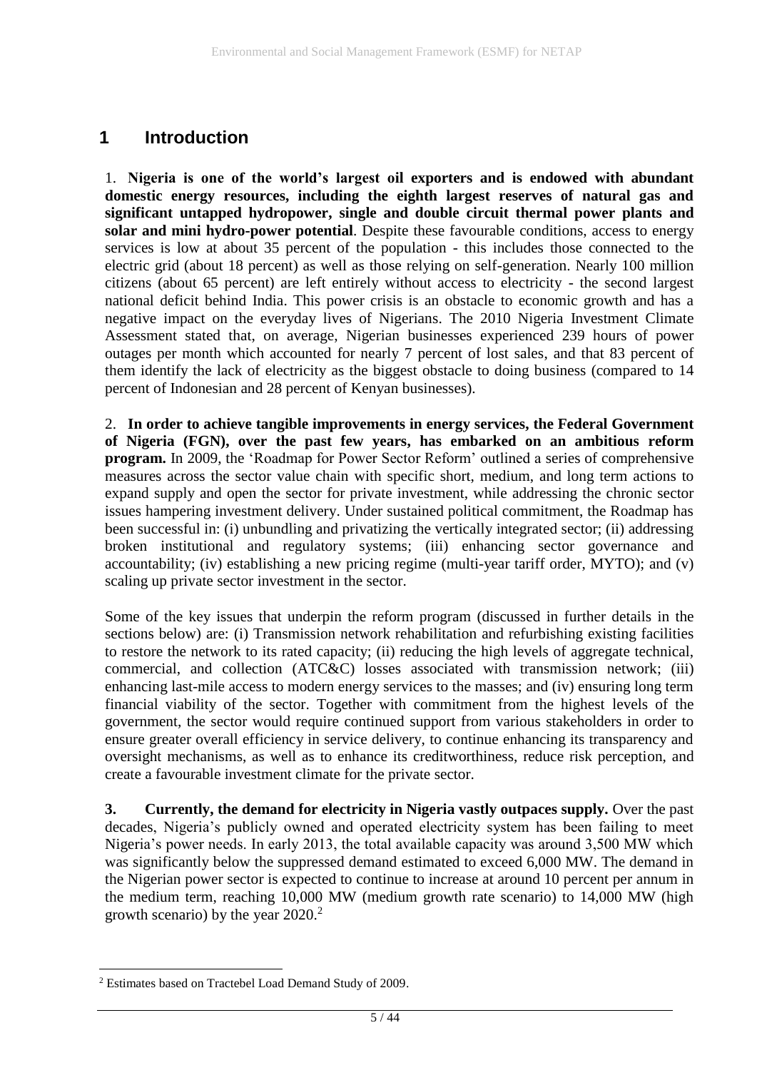# 1 Introduction

1. **Nigeria is one of the world's largest oil exporters and is endowed with abundant domestic energy resources, including the eighth largest reserves of natural gas and significant untapped hydropower, single and double circuit thermal power plants and solar and mini hydro-power potential**. Despite these favourable conditions, access to energy services is low at about 35 percent of the population - this includes those connected to the electric grid (about 18 percent) as well as those relying on self-generation. Nearly 100 million citizens (about 65 percent) are left entirely without access to electricity - the second largest national deficit behind India. This power crisis is an obstacle to economic growth and has a negative impact on the everyday lives of Nigerians. The 2010 Nigeria Investment Climate Assessment stated that, on average, Nigerian businesses experienced 239 hours of power outages per month which accounted for nearly 7 percent of lost sales, and that 83 percent of them identify the lack of electricity as the biggest obstacle to doing business (compared to 14 percent of Indonesian and 28 percent of Kenyan businesses).

2. **In order to achieve tangible improvements in energy services, the Federal Government of Nigeria (FGN), over the past few years, has embarked on an ambitious reform program.** In 2009, the 'Roadmap for Power Sector Reform' outlined a series of comprehensive measures across the sector value chain with specific short, medium, and long term actions to expand supply and open the sector for private investment, while addressing the chronic sector issues hampering investment delivery. Under sustained political commitment, the Roadmap has been successful in: (i) unbundling and privatizing the vertically integrated sector; (ii) addressing broken institutional and regulatory systems; (iii) enhancing sector governance and accountability; (iv) establishing a new pricing regime (multi-year tariff order, MYTO); and (v) scaling up private sector investment in the sector.

Some of the key issues that underpin the reform program (discussed in further details in the sections below) are: (i) Transmission network rehabilitation and refurbishing existing facilities to restore the network to its rated capacity; (ii) reducing the high levels of aggregate technical, commercial, and collection (ATC&C) losses associated with transmission network; (iii) enhancing last-mile access to modern energy services to the masses; and (iv) ensuring long term financial viability of the sector. Together with commitment from the highest levels of the government, the sector would require continued support from various stakeholders in order to ensure greater overall efficiency in service delivery, to continue enhancing its transparency and oversight mechanisms, as well as to enhance its creditworthiness, reduce risk perception, and create a favourable investment climate for the private sector.

**3. Currently, the demand for electricity in Nigeria vastly outpaces supply.** Over the past decades, Nigeria's publicly owned and operated electricity system has been failing to meet Nigeria's power needs. In early 2013, the total available capacity was around 3,500 MW which was significantly below the suppressed demand estimated to exceed 6,000 MW. The demand in the Nigerian power sector is expected to continue to increase at around 10 percent per annum in the medium term, reaching 10,000 MW (medium growth rate scenario) to 14,000 MW (high growth scenario) by the year 2020.[2]

[2] Estimates based on Tractebel Load Demand Study of 2009.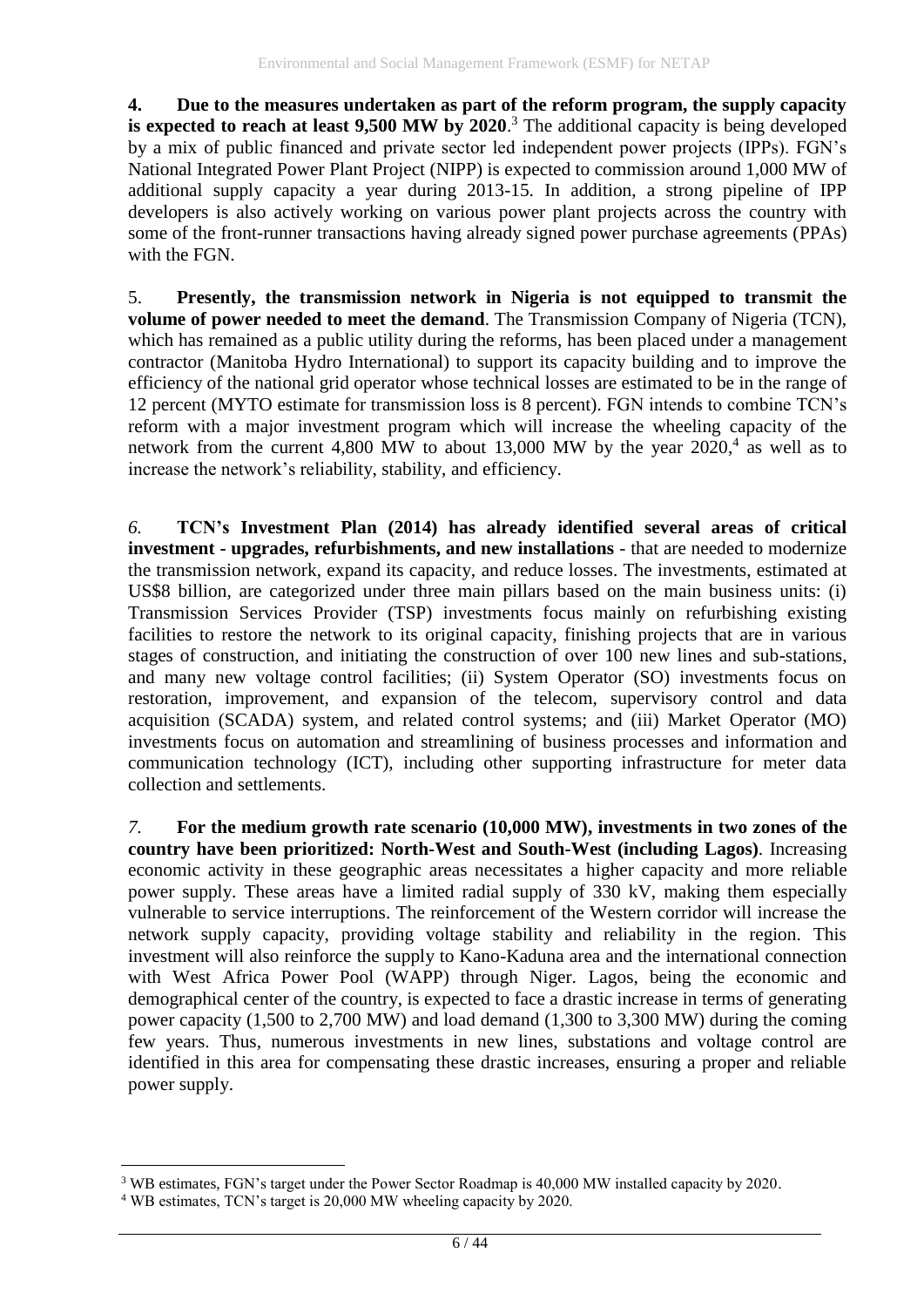4. **Due to the measures undertaken as part of the reform program, the supply capacity is expected to reach at least 9,500 MW by 2020**.[3] The additional capacity is being developed by a mix of public financed and private sector led independent power projects (IPPs). FGN's National Integrated Power Plant Project (NIPP) is expected to commission around 1,000 MW of additional supply capacity a year during 2013-15. In addition, a strong pipeline of IPP developers is also actively working on various power plant projects across the country with some of the front-runner transactions having already signed power purchase agreements (PPAs) with the FGN.

5. **Presently, the transmission network in Nigeria is not equipped to transmit the volume of power needed to meet the demand**. The Transmission Company of Nigeria (TCN), which has remained as a public utility during the reforms, has been placed under a management contractor (Manitoba Hydro International) to support its capacity building and to improve the efficiency of the national grid operator whose technical losses are estimated to be in the range of 12 percent (MYTO estimate for transmission loss is 8 percent). FGN intends to combine TCN's reform with a major investment program which will increase the wheeling capacity of the network from the current 4,800 MW to about 13,000 MW by the year 2020,[4] as well as to increase the network's reliability, stability, and efficiency.

*6.* **TCN's Investment Plan (2014) has already identified several areas of critical investment - upgrades, refurbishments, and new installations** - that are needed to modernize the transmission network, expand its capacity, and reduce losses. The investments, estimated at US$8 billion, are categorized under three main pillars based on the main business units: (i) Transmission Services Provider (TSP) investments focus mainly on refurbishing existing facilities to restore the network to its original capacity, finishing projects that are in various stages of construction, and initiating the construction of over 100 new lines and sub-stations, and many new voltage control facilities; (ii) System Operator (SO) investments focus on restoration, improvement, and expansion of the telecom, supervisory control and data acquisition (SCADA) system, and related control systems; and (iii) Market Operator (MO) investments focus on automation and streamlining of business processes and information and communication technology (ICT), including other supporting infrastructure for meter data collection and settlements.

*7.* **For the medium growth rate scenario (10,000 MW), investments in two zones of the country have been prioritized: North-West and South-West (including Lagos)**. Increasing economic activity in these geographic areas necessitates a higher capacity and more reliable power supply. These areas have a limited radial supply of 330 kV, making them especially vulnerable to service interruptions. The reinforcement of the Western corridor will increase the network supply capacity, providing voltage stability and reliability in the region. This investment will also reinforce the supply to Kano-Kaduna area and the international connection with West Africa Power Pool (WAPP) through Niger. Lagos, being the economic and demographical center of the country, is expected to face a drastic increase in terms of generating power capacity (1,500 to 2,700 MW) and load demand (1,300 to 3,300 MW) during the coming few years. Thus, numerous investments in new lines, substations and voltage control are identified in this area for compensating these drastic increases, ensuring a proper and reliable power supply.

[3] WB estimates, FGN's target under the Power Sector Roadmap is 40,000 MW installed capacity by 2020.

[4] WB estimates, TCN's target is 20,000 MW wheeling capacity by 2020.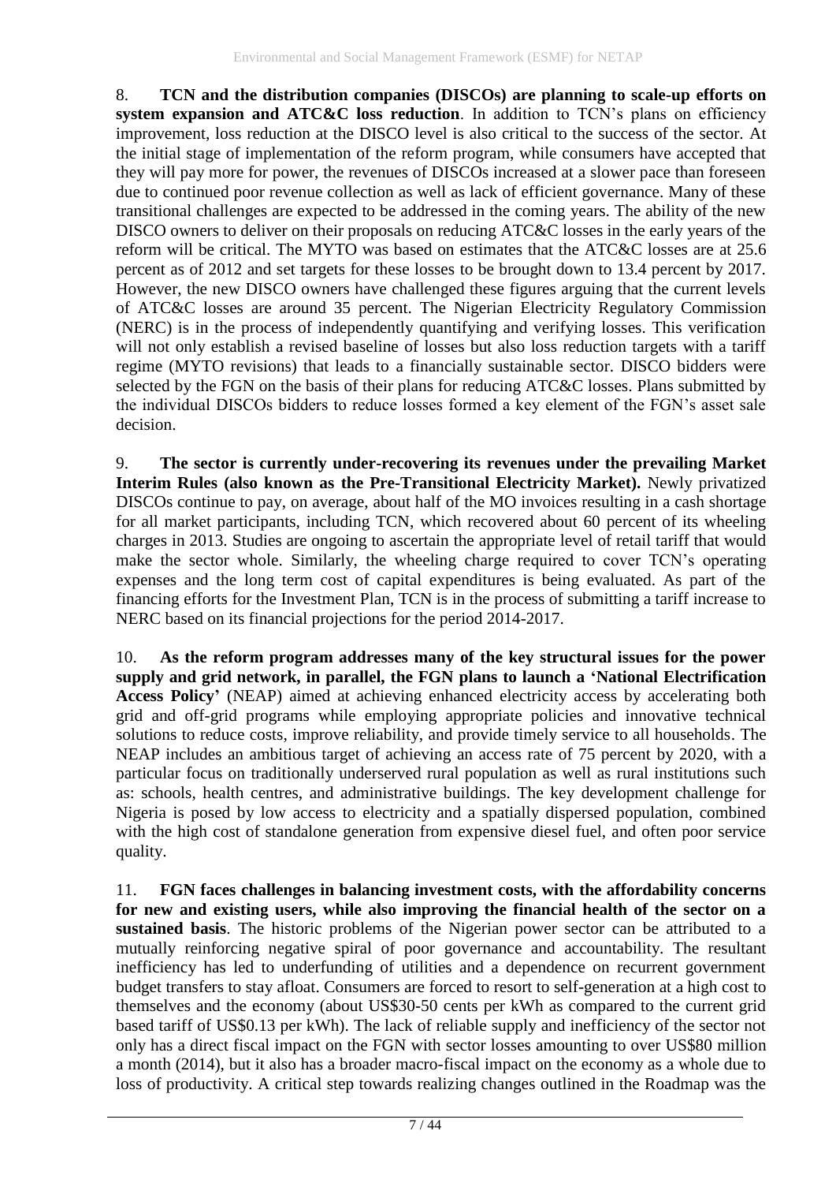8. **TCN and the distribution companies (DISCOs) are planning to scale-up efforts on system expansion and ATC&C loss reduction**. In addition to TCN's plans on efficiency improvement, loss reduction at the DISCO level is also critical to the success of the sector. At the initial stage of implementation of the reform program, while consumers have accepted that they will pay more for power, the revenues of DISCOs increased at a slower pace than foreseen due to continued poor revenue collection as well as lack of efficient governance. Many of these transitional challenges are expected to be addressed in the coming years. The ability of the new DISCO owners to deliver on their proposals on reducing ATC&C losses in the early years of the reform will be critical. The MYTO was based on estimates that the ATC&C losses are at 25.6 percent as of 2012 and set targets for these losses to be brought down to 13.4 percent by 2017. However, the new DISCO owners have challenged these figures arguing that the current levels of ATC&C losses are around 35 percent. The Nigerian Electricity Regulatory Commission (NERC) is in the process of independently quantifying and verifying losses. This verification will not only establish a revised baseline of losses but also loss reduction targets with a tariff regime (MYTO revisions) that leads to a financially sustainable sector. DISCO bidders were selected by the FGN on the basis of their plans for reducing ATC&C losses. Plans submitted by the individual DISCOs bidders to reduce losses formed a key element of the FGN's asset sale decision.

9. **The sector is currently under-recovering its revenues under the prevailing Market Interim Rules (also known as the Pre-Transitional Electricity Market).** Newly privatized DISCOs continue to pay, on average, about half of the MO invoices resulting in a cash shortage for all market participants, including TCN, which recovered about 60 percent of its wheeling charges in 2013. Studies are ongoing to ascertain the appropriate level of retail tariff that would make the sector whole. Similarly, the wheeling charge required to cover TCN's operating expenses and the long term cost of capital expenditures is being evaluated. As part of the financing efforts for the Investment Plan, TCN is in the process of submitting a tariff increase to NERC based on its financial projections for the period 2014-2017.

10. **As the reform program addresses many of the key structural issues for the power supply and grid network, in parallel, the FGN plans to launch a 'National Electrification Access Policy'** (NEAP) aimed at achieving enhanced electricity access by accelerating both grid and off-grid programs while employing appropriate policies and innovative technical solutions to reduce costs, improve reliability, and provide timely service to all households. The NEAP includes an ambitious target of achieving an access rate of 75 percent by 2020, with a particular focus on traditionally underserved rural population as well as rural institutions such as: schools, health centres, and administrative buildings. The key development challenge for Nigeria is posed by low access to electricity and a spatially dispersed population, combined with the high cost of standalone generation from expensive diesel fuel, and often poor service quality.

11. **FGN faces challenges in balancing investment costs, with the affordability concerns for new and existing users, while also improving the financial health of the sector on a sustained basis**. The historic problems of the Nigerian power sector can be attributed to a mutually reinforcing negative spiral of poor governance and accountability. The resultant inefficiency has led to underfunding of utilities and a dependence on recurrent government budget transfers to stay afloat. Consumers are forced to resort to self-generation at a high cost to themselves and the economy (about US$30-50 cents per kWh as compared to the current grid based tariff of US$0.13 per kWh). The lack of reliable supply and inefficiency of the sector not only has a direct fiscal impact on the FGN with sector losses amounting to over US$80 million a month (2014), but it also has a broader macro-fiscal impact on the economy as a whole due to loss of productivity. A critical step towards realizing changes outlined in the Roadmap was the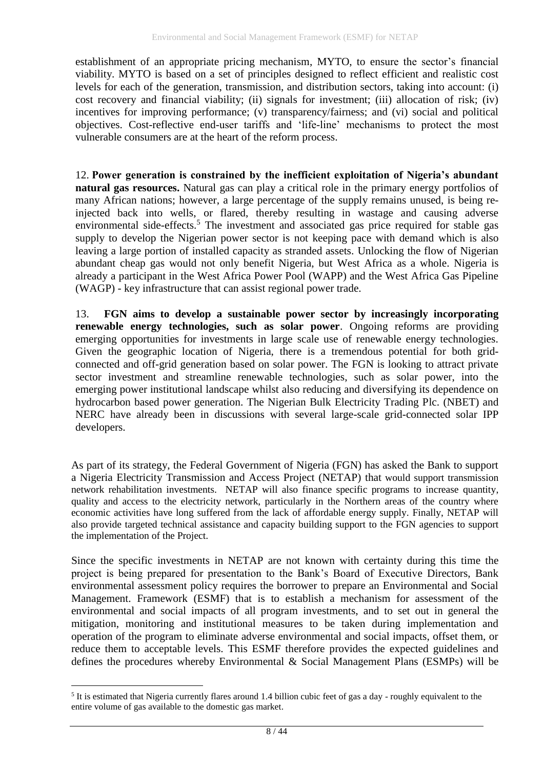establishment of an appropriate pricing mechanism, MYTO, to ensure the sector's financial viability. MYTO is based on a set of principles designed to reflect efficient and realistic cost levels for each of the generation, transmission, and distribution sectors, taking into account: (i) cost recovery and financial viability; (ii) signals for investment; (iii) allocation of risk; (iv) incentives for improving performance; (v) transparency/fairness; and (vi) social and political objectives. Cost-reflective end-user tariffs and 'life-line' mechanisms to protect the most vulnerable consumers are at the heart of the reform process.

12. **Power generation is constrained by the inefficient exploitation of Nigeria's abundant natural gas resources.** Natural gas can play a critical role in the primary energy portfolios of many African nations; however, a large percentage of the supply remains unused, is being re-injected back into wells, or flared, thereby resulting in wastage and causing adverse environmental side-effects.[5] The investment and associated gas price required for stable gas supply to develop the Nigerian power sector is not keeping pace with demand which is also leaving a large portion of installed capacity as stranded assets. Unlocking the flow of Nigerian abundant cheap gas would not only benefit Nigeria, but West Africa as a whole. Nigeria is already a participant in the West Africa Power Pool (WAPP) and the West Africa Gas Pipeline (WAGP) - key infrastructure that can assist regional power trade.

13. **FGN aims to develop a sustainable power sector by increasingly incorporating renewable energy technologies, such as solar power**. Ongoing reforms are providing emerging opportunities for investments in large scale use of renewable energy technologies. Given the geographic location of Nigeria, there is a tremendous potential for both grid-connected and off-grid generation based on solar power. The FGN is looking to attract private sector investment and streamline renewable technologies, such as solar power, into the emerging power institutional landscape whilst also reducing and diversifying its dependence on hydrocarbon based power generation. The Nigerian Bulk Electricity Trading Plc. (NBET) and NERC have already been in discussions with several large-scale grid-connected solar IPP developers.

As part of its strategy, the Federal Government of Nigeria (FGN) has asked the Bank to support a Nigeria Electricity Transmission and Access Project (NETAP) that would support transmission network rehabilitation investments. NETAP will also finance specific programs to increase quantity, quality and access to the electricity network, particularly in the Northern areas of the country where economic activities have long suffered from the lack of affordable energy supply. Finally, NETAP will also provide targeted technical assistance and capacity building support to the FGN agencies to support the implementation of the Project.

Since the specific investments in NETAP are not known with certainty during this time the project is being prepared for presentation to the Bank's Board of Executive Directors, Bank environmental assessment policy requires the borrower to prepare an Environmental and Social Management. Framework (ESMF) that is to establish a mechanism for assessment of the environmental and social impacts of all program investments, and to set out in general the mitigation, monitoring and institutional measures to be taken during implementation and operation of the program to eliminate adverse environmental and social impacts, offset them, or reduce them to acceptable levels. This ESMF therefore provides the expected guidelines and defines the procedures whereby Environmental & Social Management Plans (ESMPs) will be

---

[5] It is estimated that Nigeria currently flares around 1.4 billion cubic feet of gas a day - roughly equivalent to the entire volume of gas available to the domestic gas market.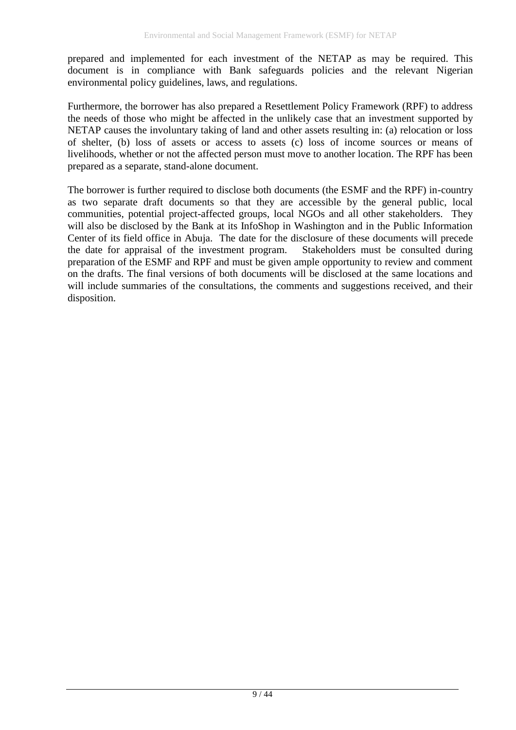prepared and implemented for each investment of the NETAP as may be required. This document is in compliance with Bank safeguards policies and the relevant Nigerian environmental policy guidelines, laws, and regulations.

Furthermore, the borrower has also prepared a Resettlement Policy Framework (RPF) to address the needs of those who might be affected in the unlikely case that an investment supported by NETAP causes the involuntary taking of land and other assets resulting in: (a) relocation or loss of shelter, (b) loss of assets or access to assets (c) loss of income sources or means of livelihoods, whether or not the affected person must move to another location. The RPF has been prepared as a separate, stand-alone document.

The borrower is further required to disclose both documents (the ESMF and the RPF) in-country as two separate draft documents so that they are accessible by the general public, local communities, potential project-affected groups, local NGOs and all other stakeholders. They will also be disclosed by the Bank at its InfoShop in Washington and in the Public Information Center of its field office in Abuja. The date for the disclosure of these documents will precede the date for appraisal of the investment program. Stakeholders must be consulted during preparation of the ESMF and RPF and must be given ample opportunity to review and comment on the drafts. The final versions of both documents will be disclosed at the same locations and will include summaries of the consultations, the comments and suggestions received, and their disposition.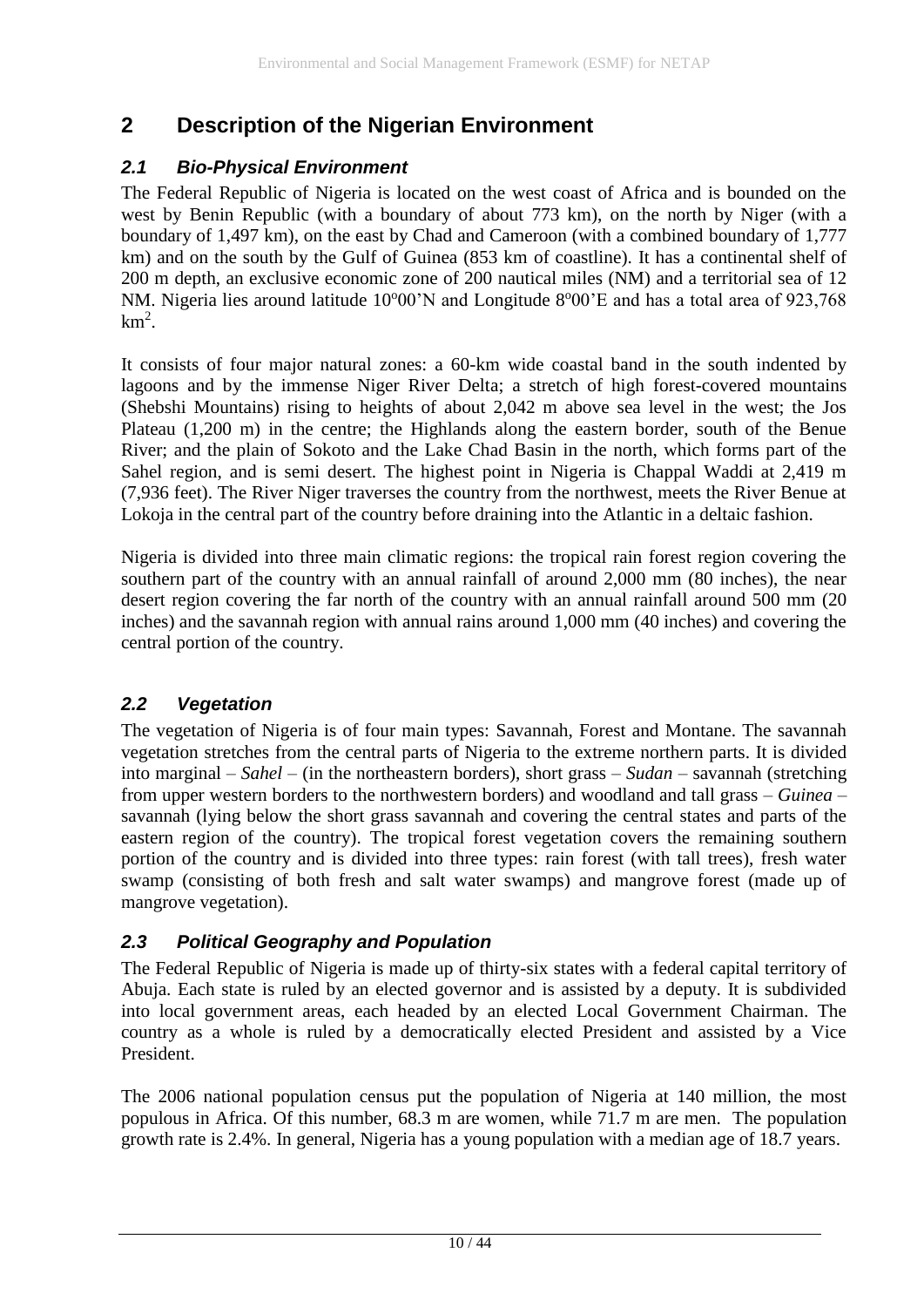# 2 Description of the Nigerian Environment

## *2.1 Bio-Physical Environment*

The Federal Republic of Nigeria is located on the west coast of Africa and is bounded on the west by Benin Republic (with a boundary of about 773 km), on the north by Niger (with a boundary of 1,497 km), on the east by Chad and Cameroon (with a combined boundary of 1,777 km) and on the south by the Gulf of Guinea (853 km of coastline). It has a continental shelf of 200 m depth, an exclusive economic zone of 200 nautical miles (NM) and a territorial sea of 12 NM. Nigeria lies around latitude 10$^o$00'N and Longitude 8$^o$00'E and has a total area of 923,768 km$^2$.

It consists of four major natural zones: a 60-km wide coastal band in the south indented by lagoons and by the immense Niger River Delta; a stretch of high forest-covered mountains (Shebshi Mountains) rising to heights of about 2,042 m above sea level in the west; the Jos Plateau (1,200 m) in the centre; the Highlands along the eastern border, south of the Benue River; and the plain of Sokoto and the Lake Chad Basin in the north, which forms part of the Sahel region, and is semi desert. The highest point in Nigeria is Chappal Waddi at 2,419 m (7,936 feet). The River Niger traverses the country from the northwest, meets the River Benue at Lokoja in the central part of the country before draining into the Atlantic in a deltaic fashion.

Nigeria is divided into three main climatic regions: the tropical rain forest region covering the southern part of the country with an annual rainfall of around 2,000 mm (80 inches), the near desert region covering the far north of the country with an annual rainfall around 500 mm (20 inches) and the savannah region with annual rains around 1,000 mm (40 inches) and covering the central portion of the country.

## *2.2 Vegetation*

The vegetation of Nigeria is of four main types: Savannah, Forest and Montane. The savannah vegetation stretches from the central parts of Nigeria to the extreme northern parts. It is divided into marginal – *Sahel* – (in the northeastern borders), short grass – *Sudan* – savannah (stretching from upper western borders to the northwestern borders) and woodland and tall grass – *Guinea* – savannah (lying below the short grass savannah and covering the central states and parts of the eastern region of the country). The tropical forest vegetation covers the remaining southern portion of the country and is divided into three types: rain forest (with tall trees), fresh water swamp (consisting of both fresh and salt water swamps) and mangrove forest (made up of mangrove vegetation).

## *2.3 Political Geography and Population*

The Federal Republic of Nigeria is made up of thirty-six states with a federal capital territory of Abuja. Each state is ruled by an elected governor and is assisted by a deputy. It is subdivided into local government areas, each headed by an elected Local Government Chairman. The country as a whole is ruled by a democratically elected President and assisted by a Vice President.

The 2006 national population census put the population of Nigeria at 140 million, the most populous in Africa. Of this number, 68.3 m are women, while 71.7 m are men. The population growth rate is 2.4%. In general, Nigeria has a young population with a median age of 18.7 years.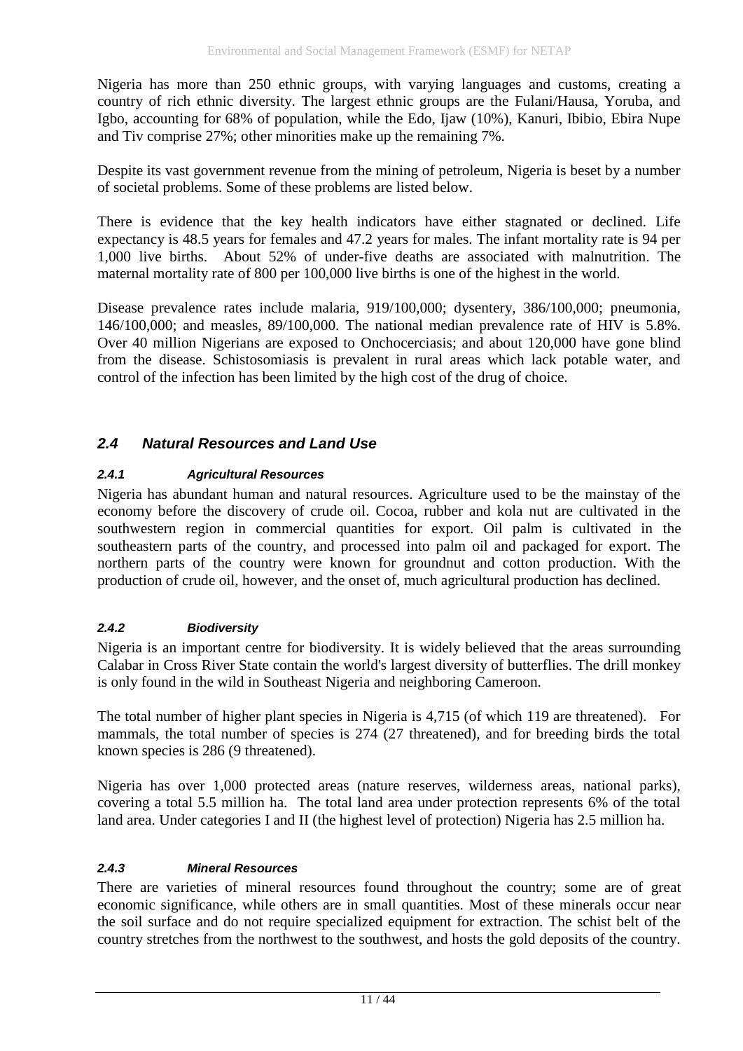Nigeria has more than 250 ethnic groups, with varying languages and customs, creating a country of rich ethnic diversity. The largest ethnic groups are the Fulani/Hausa, Yoruba, and Igbo, accounting for 68% of population, while the Edo, Ijaw (10%), Kanuri, Ibibio, Ebira Nupe and Tiv comprise 27%; other minorities make up the remaining 7%.

Despite its vast government revenue from the mining of petroleum, Nigeria is beset by a number of societal problems. Some of these problems are listed below.

There is evidence that the key health indicators have either stagnated or declined. Life expectancy is 48.5 years for females and 47.2 years for males. The infant mortality rate is 94 per 1,000 live births. About 52% of under-five deaths are associated with malnutrition. The maternal mortality rate of 800 per 100,000 live births is one of the highest in the world.

Disease prevalence rates include malaria, 919/100,000; dysentery, 386/100,000; pneumonia, 146/100,000; and measles, 89/100,000. The national median prevalence rate of HIV is 5.8%. Over 40 million Nigerians are exposed to Onchocerciasis; and about 120,000 have gone blind from the disease. Schistosomiasis is prevalent in rural areas which lack potable water, and control of the infection has been limited by the high cost of the drug of choice.

## 2.4 Natural Resources and Land Use

### 2.4.1 Agricultural Resources

Nigeria has abundant human and natural resources. Agriculture used to be the mainstay of the economy before the discovery of crude oil. Cocoa, rubber and kola nut are cultivated in the southwestern region in commercial quantities for export. Oil palm is cultivated in the southeastern parts of the country, and processed into palm oil and packaged for export. The northern parts of the country were known for groundnut and cotton production. With the production of crude oil, however, and the onset of, much agricultural production has declined.

### 2.4.2 Biodiversity

Nigeria is an important centre for biodiversity. It is widely believed that the areas surrounding Calabar in Cross River State contain the world's largest diversity of butterflies. The drill monkey is only found in the wild in Southeast Nigeria and neighboring Cameroon.

The total number of higher plant species in Nigeria is 4,715 (of which 119 are threatened). For mammals, the total number of species is 274 (27 threatened), and for breeding birds the total known species is 286 (9 threatened).

Nigeria has over 1,000 protected areas (nature reserves, wilderness areas, national parks), covering a total 5.5 million ha. The total land area under protection represents 6% of the total land area. Under categories I and II (the highest level of protection) Nigeria has 2.5 million ha.

### 2.4.3 Mineral Resources

There are varieties of mineral resources found throughout the country; some are of great economic significance, while others are in small quantities. Most of these minerals occur near the soil surface and do not require specialized equipment for extraction. The schist belt of the country stretches from the northwest to the southwest, and hosts the gold deposits of the country.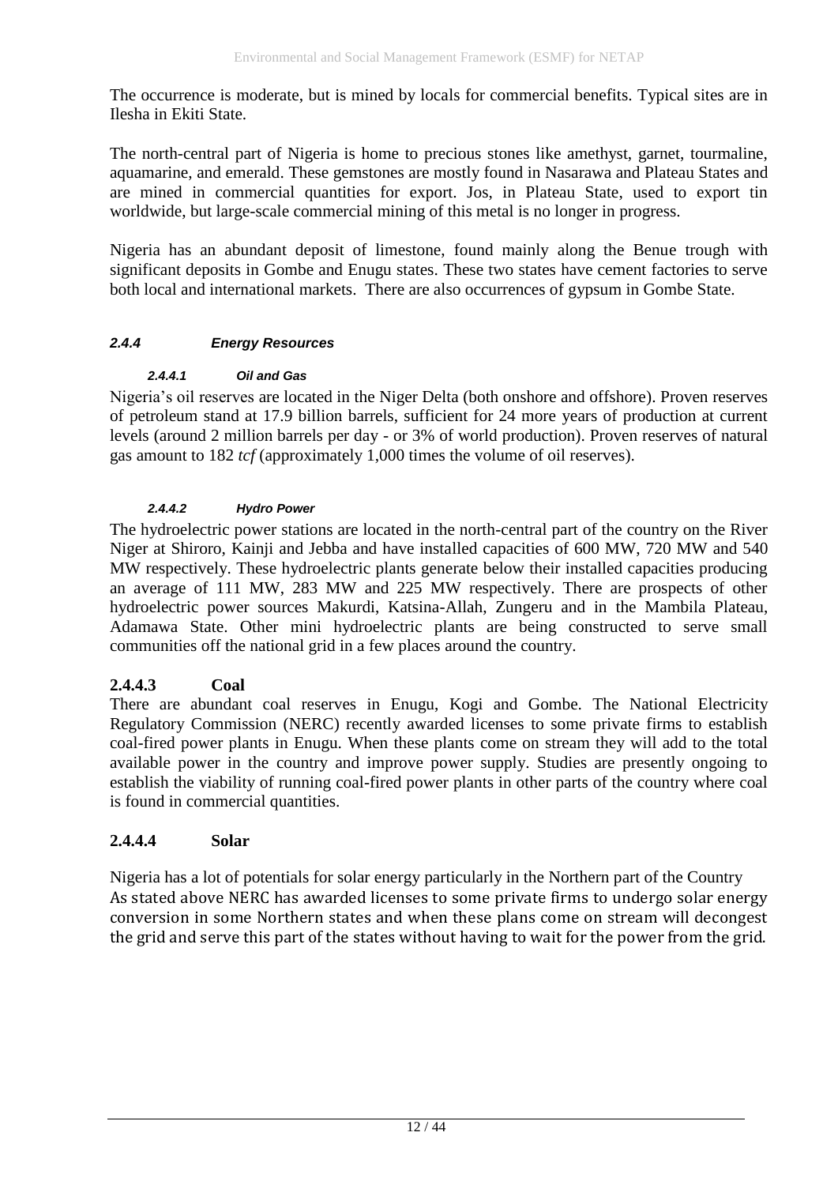The occurrence is moderate, but is mined by locals for commercial benefits. Typical sites are in Ilesha in Ekiti State.

The north-central part of Nigeria is home to precious stones like amethyst, garnet, tourmaline, aquamarine, and emerald. These gemstones are mostly found in Nasarawa and Plateau States and are mined in commercial quantities for export. Jos, in Plateau State, used to export tin worldwide, but large-scale commercial mining of this metal is no longer in progress.

Nigeria has an abundant deposit of limestone, found mainly along the Benue trough with significant deposits in Gombe and Enugu states. These two states have cement factories to serve both local and international markets. There are also occurrences of gypsum in Gombe State.

### *2.4.4 Energy Resources*

#### *2.4.4.1 Oil and Gas*

Nigeria's oil reserves are located in the Niger Delta (both onshore and offshore). Proven reserves of petroleum stand at 17.9 billion barrels, sufficient for 24 more years of production at current levels (around 2 million barrels per day - or 3% of world production). Proven reserves of natural gas amount to 182 *tcf* (approximately 1,000 times the volume of oil reserves).

#### *2.4.4.2 Hydro Power*

The hydroelectric power stations are located in the north-central part of the country on the River Niger at Shiroro, Kainji and Jebba and have installed capacities of 600 MW, 720 MW and 540 MW respectively. These hydroelectric plants generate below their installed capacities producing an average of 111 MW, 283 MW and 225 MW respectively. There are prospects of other hydroelectric power sources Makurdi, Katsina-Allah, Zungeru and in the Mambila Plateau, Adamawa State. Other mini hydroelectric plants are being constructed to serve small communities off the national grid in a few places around the country.

#### 2.4.4.3 Coal

There are abundant coal reserves in Enugu, Kogi and Gombe. The National Electricity Regulatory Commission (NERC) recently awarded licenses to some private firms to establish coal-fired power plants in Enugu. When these plants come on stream they will add to the total available power in the country and improve power supply. Studies are presently ongoing to establish the viability of running coal-fired power plants in other parts of the country where coal is found in commercial quantities.

#### 2.4.4.4 Solar

Nigeria has a lot of potentials for solar energy particularly in the Northern part of the Country
As stated above NERC has awarded licenses to some private firms to undergo solar energy conversion in some Northern states and when these plans come on stream will decongest the grid and serve this part of the states without having to wait for the power from the grid.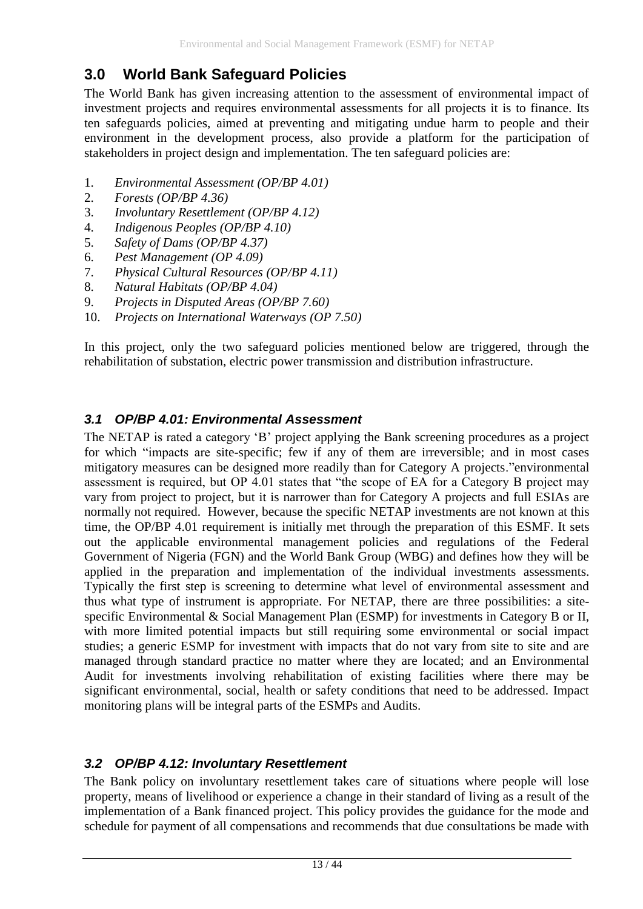## 3.0 World Bank Safeguard Policies

The World Bank has given increasing attention to the assessment of environmental impact of investment projects and requires environmental assessments for all projects it is to finance. Its ten safeguards policies, aimed at preventing and mitigating undue harm to people and their environment in the development process, also provide a platform for the participation of stakeholders in project design and implementation. The ten safeguard policies are:

1. *Environmental Assessment (OP/BP 4.01)*
2. *Forests (OP/BP 4.36)*
3. *Involuntary Resettlement (OP/BP 4.12)*
4. *Indigenous Peoples (OP/BP 4.10)*
5. *Safety of Dams (OP/BP 4.37)*
6. *Pest Management (OP 4.09)*
7. *Physical Cultural Resources (OP/BP 4.11)*
8. *Natural Habitats (OP/BP 4.04)*
9. *Projects in Disputed Areas (OP/BP 7.60)*
10. *Projects on International Waterways (OP 7.50)*

In this project, only the two safeguard policies mentioned below are triggered, through the rehabilitation of substation, electric power transmission and distribution infrastructure.

### *3.1 OP/BP 4.01: Environmental Assessment*

The NETAP is rated a category 'B' project applying the Bank screening procedures as a project for which "impacts are site-specific; few if any of them are irreversible; and in most cases mitigatory measures can be designed more readily than for Category A projects."environmental assessment is required, but OP 4.01 states that "the scope of EA for a Category B project may vary from project to project, but it is narrower than for Category A projects and full ESIAs are normally not required. However, because the specific NETAP investments are not known at this time, the OP/BP 4.01 requirement is initially met through the preparation of this ESMF. It sets out the applicable environmental management policies and regulations of the Federal Government of Nigeria (FGN) and the World Bank Group (WBG) and defines how they will be applied in the preparation and implementation of the individual investments assessments. Typically the first step is screening to determine what level of environmental assessment and thus what type of instrument is appropriate. For NETAP, there are three possibilities: a site-specific Environmental & Social Management Plan (ESMP) for investments in Category B or II, with more limited potential impacts but still requiring some environmental or social impact studies; a generic ESMP for investment with impacts that do not vary from site to site and are managed through standard practice no matter where they are located; and an Environmental Audit for investments involving rehabilitation of existing facilities where there may be significant environmental, social, health or safety conditions that need to be addressed. Impact monitoring plans will be integral parts of the ESMPs and Audits.

### *3.2 OP/BP 4.12: Involuntary Resettlement*

The Bank policy on involuntary resettlement takes care of situations where people will lose property, means of livelihood or experience a change in their standard of living as a result of the implementation of a Bank financed project. This policy provides the guidance for the mode and schedule for payment of all compensations and recommends that due consultations be made with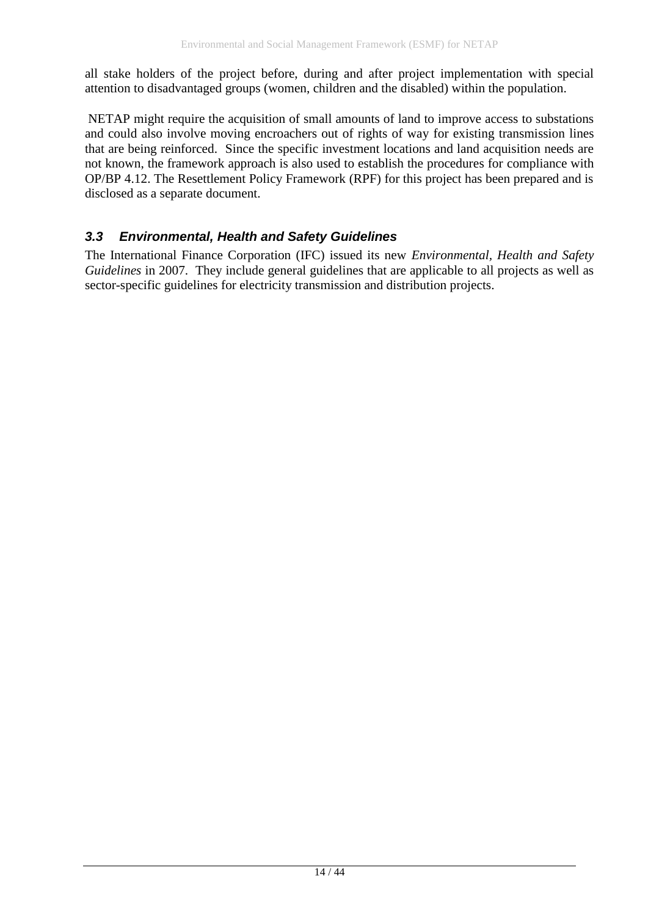all stake holders of the project before, during and after project implementation with special attention to disadvantaged groups (women, children and the disabled) within the population.

NETAP might require the acquisition of small amounts of land to improve access to substations and could also involve moving encroachers out of rights of way for existing transmission lines that are being reinforced. Since the specific investment locations and land acquisition needs are not known, the framework approach is also used to establish the procedures for compliance with OP/BP 4.12. The Resettlement Policy Framework (RPF) for this project has been prepared and is disclosed as a separate document.

### *3.3 Environmental, Health and Safety Guidelines*

The International Finance Corporation (IFC) issued its new *Environmental, Health and Safety Guidelines* in 2007. They include general guidelines that are applicable to all projects as well as sector-specific guidelines for electricity transmission and distribution projects.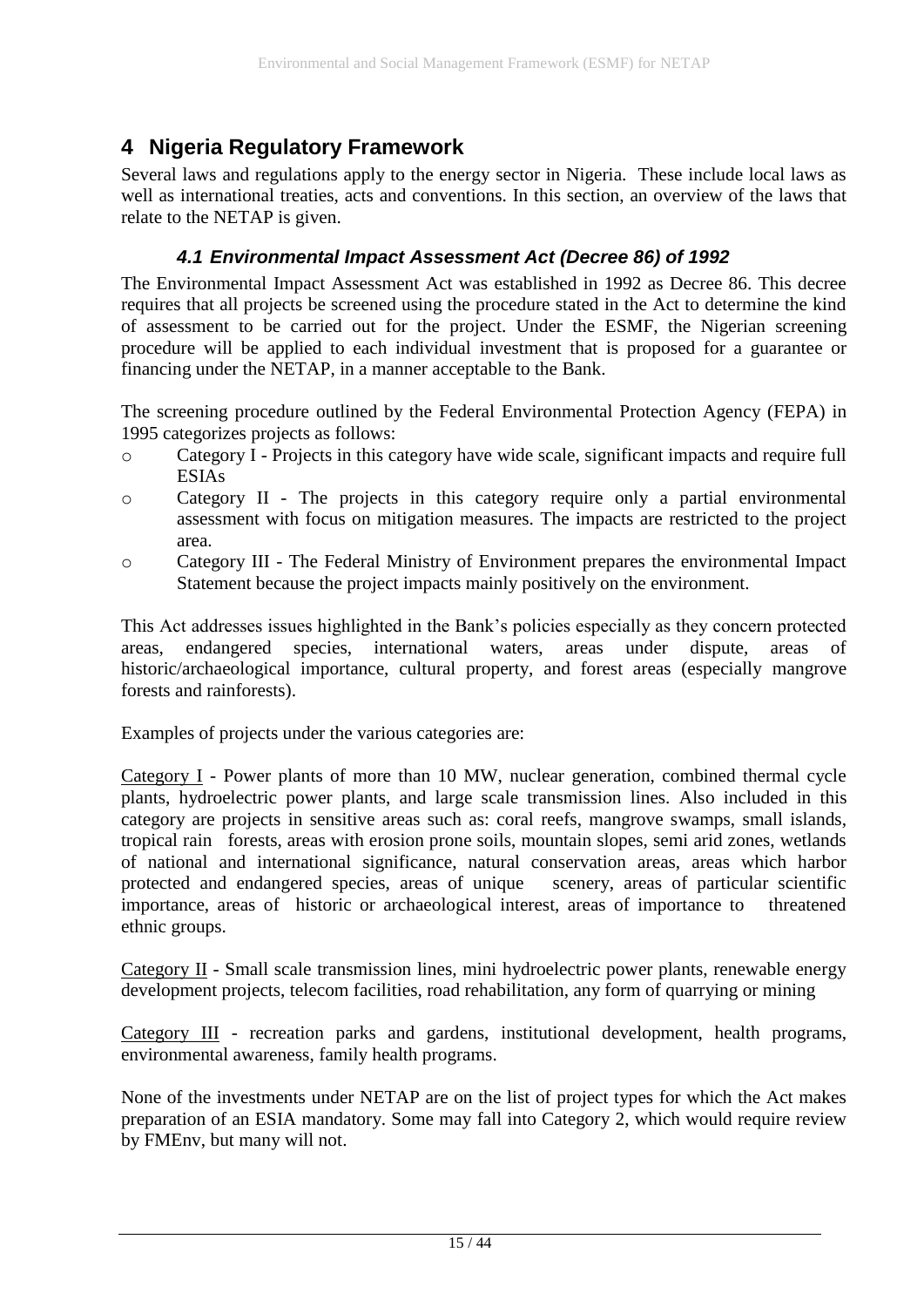# 4 Nigeria Regulatory Framework

Several laws and regulations apply to the energy sector in Nigeria. These include local laws as well as international treaties, acts and conventions. In this section, an overview of the laws that relate to the NETAP is given.

### *4.1 Environmental Impact Assessment Act (Decree 86) of 1992*

The Environmental Impact Assessment Act was established in 1992 as Decree 86. This decree requires that all projects be screened using the procedure stated in the Act to determine the kind of assessment to be carried out for the project. Under the ESMF, the Nigerian screening procedure will be applied to each individual investment that is proposed for a guarantee or financing under the NETAP, in a manner acceptable to the Bank.

The screening procedure outlined by the Federal Environmental Protection Agency (FEPA) in 1995 categorizes projects as follows:

- Category I - Projects in this category have wide scale, significant impacts and require full ESIAs
- Category II - The projects in this category require only a partial environmental assessment with focus on mitigation measures. The impacts are restricted to the project area.
- Category III - The Federal Ministry of Environment prepares the environmental Impact Statement because the project impacts mainly positively on the environment.

This Act addresses issues highlighted in the Bank's policies especially as they concern protected areas, endangered species, international waters, areas under dispute, areas of historic/archaeological importance, cultural property, and forest areas (especially mangrove forests and rainforests).

Examples of projects under the various categories are:

Category I - Power plants of more than 10 MW, nuclear generation, combined thermal cycle plants, hydroelectric power plants, and large scale transmission lines. Also included in this category are projects in sensitive areas such as: coral reefs, mangrove swamps, small islands, tropical rain forests, areas with erosion prone soils, mountain slopes, semi arid zones, wetlands of national and international significance, natural conservation areas, areas which harbor protected and endangered species, areas of unique scenery, areas of particular scientific importance, areas of historic or archaeological interest, areas of importance to threatened ethnic groups.

Category II - Small scale transmission lines, mini hydroelectric power plants, renewable energy development projects, telecom facilities, road rehabilitation, any form of quarrying or mining

Category III - recreation parks and gardens, institutional development, health programs, environmental awareness, family health programs.

None of the investments under NETAP are on the list of project types for which the Act makes preparation of an ESIA mandatory. Some may fall into Category 2, which would require review by FMEnv, but many will not.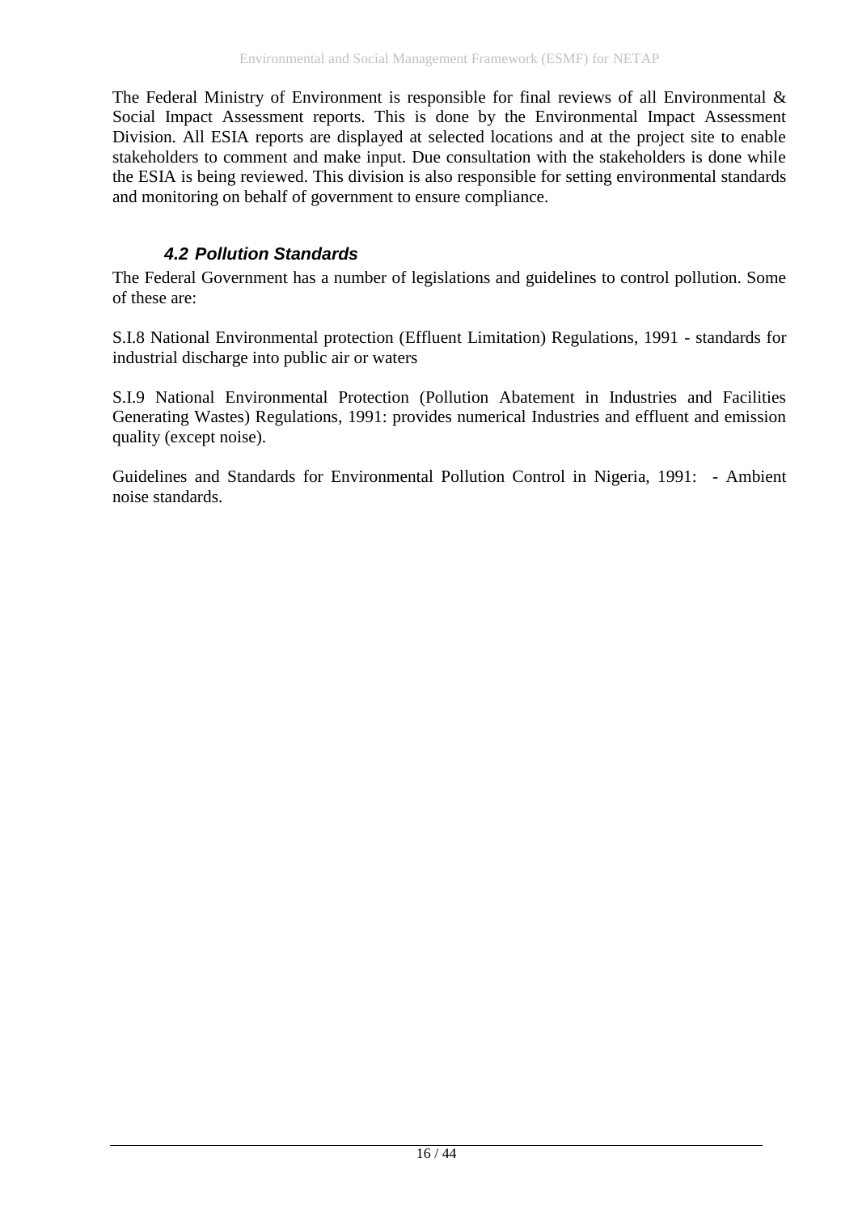The Federal Ministry of Environment is responsible for final reviews of all Environmental & Social Impact Assessment reports. This is done by the Environmental Impact Assessment Division. All ESIA reports are displayed at selected locations and at the project site to enable stakeholders to comment and make input. Due consultation with the stakeholders is done while the ESIA is being reviewed. This division is also responsible for setting environmental standards and monitoring on behalf of government to ensure compliance.

### *4.2 Pollution Standards*

The Federal Government has a number of legislations and guidelines to control pollution. Some of these are:

S.I.8 National Environmental protection (Effluent Limitation) Regulations, 1991 - standards for industrial discharge into public air or waters

S.I.9 National Environmental Protection (Pollution Abatement in Industries and Facilities Generating Wastes) Regulations, 1991: provides numerical Industries and effluent and emission quality (except noise).

Guidelines and Standards for Environmental Pollution Control in Nigeria, 1991: - Ambient noise standards.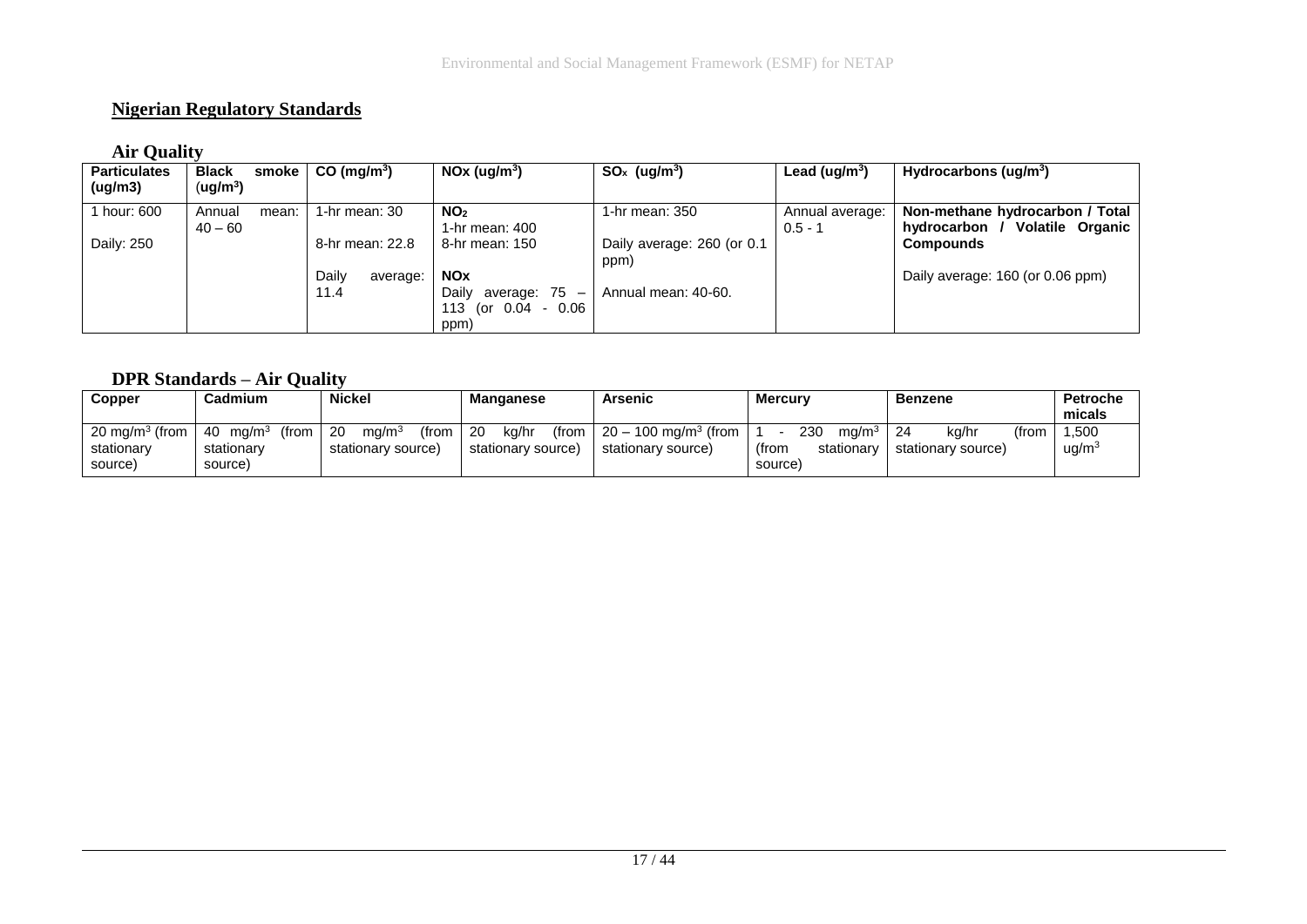## Nigerian Regulatory Standards

### Air Quality

| Particulates (ug/m3) | Black smoke ($ug/m^3$) | CO ($mg/m^3$) | NOx ($ug/m^3$) | $SO_x$ ($ug/m^3$) | Lead ($ug/m^3$) | Hydrocarbons ($ug/m^3$) |
|---|---|---|---|---|---|---|
| 1 hour: 600<br><br>Daily: 250 | Annual mean: 40 – 60 | 1-hr mean: 30<br><br>8-hr mean: 22.8<br><br>Daily average: 11.4 | **$NO_2$**<br>1-hr mean: 400<br>8-hr mean: 150<br><br>**NOx**<br>Daily average: 75 – 113 (or 0.04 - 0.06 ppm) | 1-hr mean: 350<br><br>Daily average: 260 (or 0.1 ppm)<br><br>Annual mean: 40-60. | Annual average: 0.5 - 1 | **Non-methane hydrocarbon / Total hydrocarbon / Volatile Organic Compounds**<br><br>Daily average: 160 (or 0.06 ppm) |

### DPR Standards – Air Quality

| Copper | Cadmium | Nickel | Manganese | Arsenic | Mercury | Benzene | Petrochemicals |
|---|---|---|---|---|---|---|---|
| 20 $mg/m^3$ (from stationary source) | 40 $mg/m^3$ (from stationary source) | 20 $mg/m^3$ (from stationary source) | 20 kg/hr (from stationary source) | 20 – 100 $mg/m^3$ (from stationary source) | 1 - 230 $mg/m^3$ (from stationary source) | 24 kg/hr (from stationary source) | 1,500 $ug/m^3$ |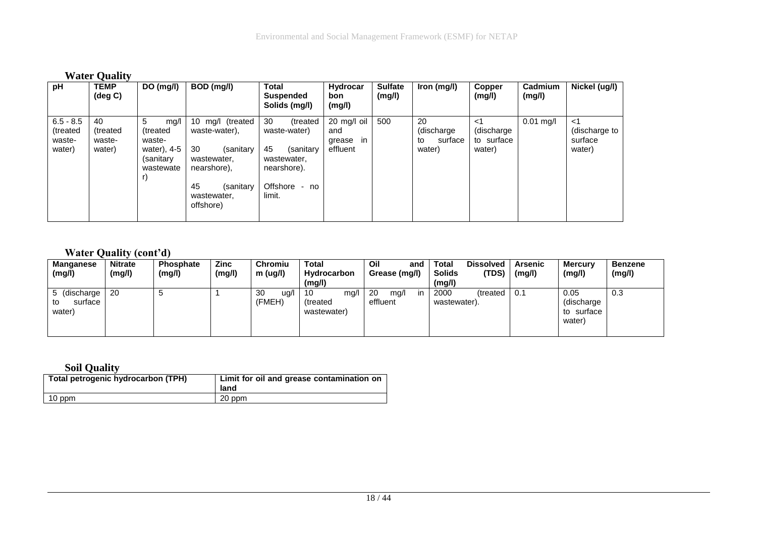**Water Quality**

| pH | TEMP (deg C) | DO (mg/l) | BOD (mg/l) | Total Suspended Solids (mg/l) | Hydrocarbon (mg/l) | Sulfate (mg/l) | Iron (mg/l) | Copper (mg/l) | Cadmium (mg/l) | Nickel (ug/l) |
|---|---|---|---|---|---|---|---|---|---|---|
| 6.5 - 8.5 (treated waste-water) | 40 (treated waste-water) | 5 mg/l (treated waste-water), 4-5 (sanitary wastewater) | 10 mg/l (treated waste-water), 30 (sanitary wastewater, nearshore), 45 (sanitary wastewater, offshore) | 30 (treated waste-water) 45 (sanitary wastewater, nearshore). Offshore - no limit. | 20 mg/l oil and grease in effluent | 500 | 20 (discharge to surface water) | <1 (discharge to surface water) | 0.01 mg/l | <1 (discharge to surface water) |

**Water Quality (cont'd)**

| Manganese (mg/l) | Nitrate (mg/l) | Phosphate (mg/l) | Zinc (mg/l) | Chromium (ug/l) | Total Hydrocarbon (mg/l) | Oil and Grease (mg/l) | Total Dissolved Solids (TDS) (mg/l) | Arsenic (mg/l) | Mercury (mg/l) | Benzene (mg/l) |
|---|---|---|---|---|---|---|---|---|---|---|
| 5 (discharge to surface water) | 20 | 5 | 1 | 30 ug/l (FMEH) | 10 mg/l (treated wastewater) | 20 mg/l in effluent | 2000 (treated wastewater). | 0.1 | 0.05 (discharge to surface water) | 0.3 |

**Soil Quality**

| Total petrogenic hydrocarbon (TPH) | Limit for oil and grease contamination on land |
|---|---|
| 10 ppm | 20 ppm |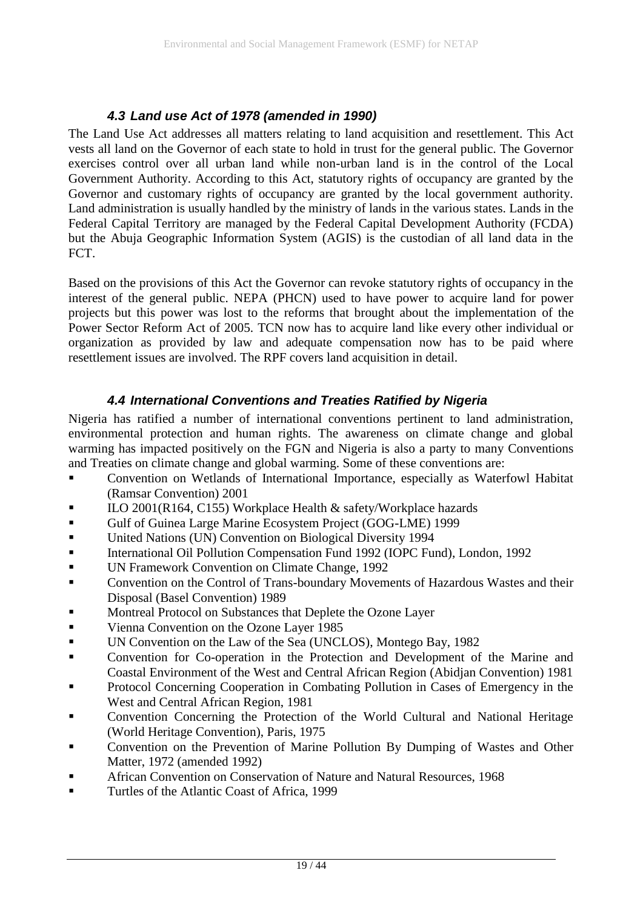### *4.3 Land use Act of 1978 (amended in 1990)*

The Land Use Act addresses all matters relating to land acquisition and resettlement. This Act vests all land on the Governor of each state to hold in trust for the general public. The Governor exercises control over all urban land while non-urban land is in the control of the Local Government Authority. According to this Act, statutory rights of occupancy are granted by the Governor and customary rights of occupancy are granted by the local government authority. Land administration is usually handled by the ministry of lands in the various states. Lands in the Federal Capital Territory are managed by the Federal Capital Development Authority (FCDA) but the Abuja Geographic Information System (AGIS) is the custodian of all land data in the FCT.

Based on the provisions of this Act the Governor can revoke statutory rights of occupancy in the interest of the general public. NEPA (PHCN) used to have power to acquire land for power projects but this power was lost to the reforms that brought about the implementation of the Power Sector Reform Act of 2005. TCN now has to acquire land like every other individual or organization as provided by law and adequate compensation now has to be paid where resettlement issues are involved. The RPF covers land acquisition in detail.

### *4.4 International Conventions and Treaties Ratified by Nigeria*

Nigeria has ratified a number of international conventions pertinent to land administration, environmental protection and human rights. The awareness on climate change and global warming has impacted positively on the FGN and Nigeria is also a party to many Conventions and Treaties on climate change and global warming. Some of these conventions are:

- Convention on Wetlands of International Importance, especially as Waterfowl Habitat (Ramsar Convention) 2001
- ILO 2001(R164, C155) Workplace Health & safety/Workplace hazards
- Gulf of Guinea Large Marine Ecosystem Project (GOG-LME) 1999
- United Nations (UN) Convention on Biological Diversity 1994
- International Oil Pollution Compensation Fund 1992 (IOPC Fund), London, 1992
- UN Framework Convention on Climate Change, 1992
- Convention on the Control of Trans-boundary Movements of Hazardous Wastes and their Disposal (Basel Convention) 1989
- Montreal Protocol on Substances that Deplete the Ozone Layer
- Vienna Convention on the Ozone Layer 1985
- UN Convention on the Law of the Sea (UNCLOS), Montego Bay, 1982
- Convention for Co-operation in the Protection and Development of the Marine and Coastal Environment of the West and Central African Region (Abidjan Convention) 1981
- Protocol Concerning Cooperation in Combating Pollution in Cases of Emergency in the West and Central African Region, 1981
- Convention Concerning the Protection of the World Cultural and National Heritage (World Heritage Convention), Paris, 1975
- Convention on the Prevention of Marine Pollution By Dumping of Wastes and Other Matter, 1972 (amended 1992)
- African Convention on Conservation of Nature and Natural Resources, 1968
- Turtles of the Atlantic Coast of Africa, 1999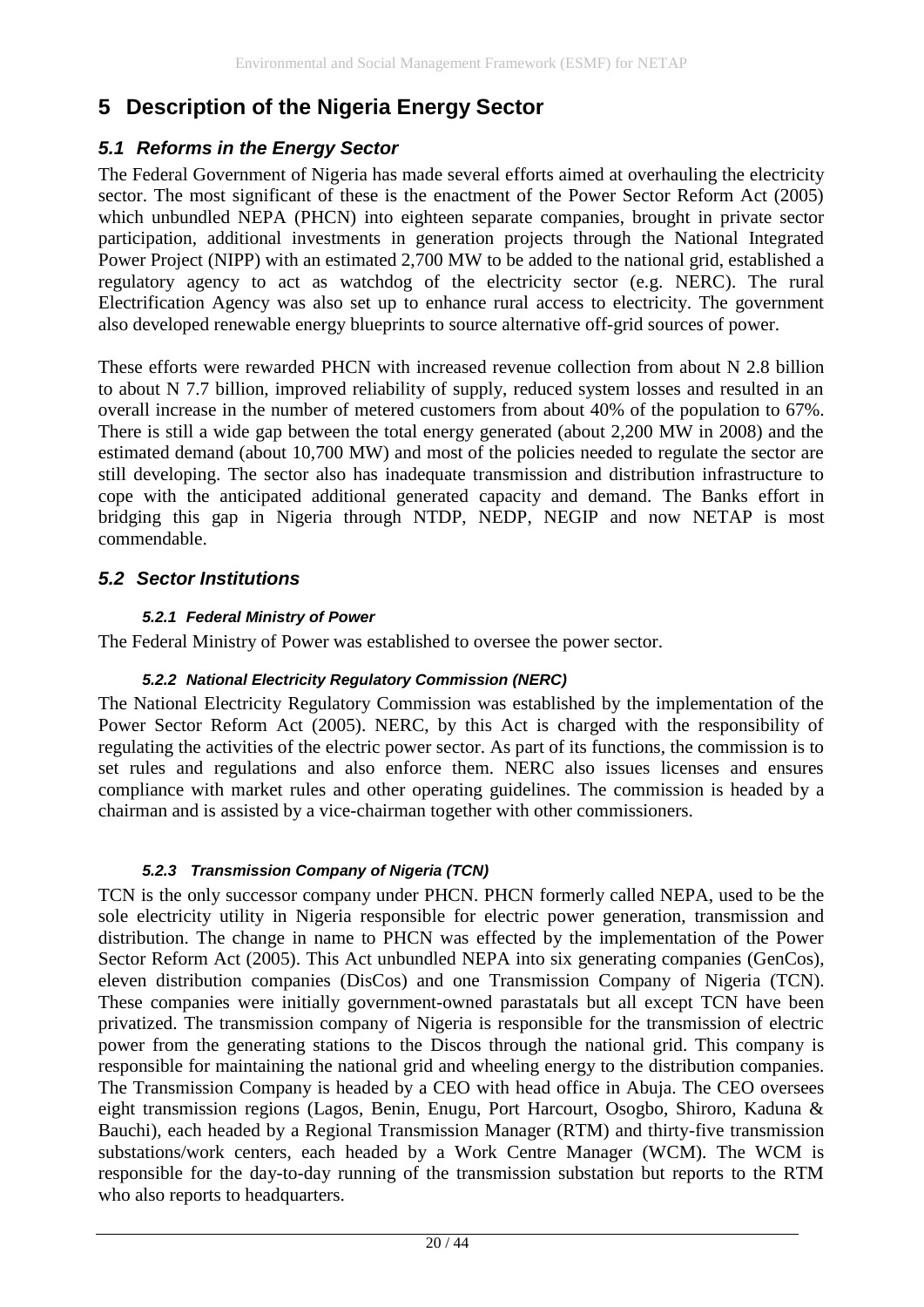# 5 Description of the Nigeria Energy Sector

## *5.1 Reforms in the Energy Sector*

The Federal Government of Nigeria has made several efforts aimed at overhauling the electricity sector. The most significant of these is the enactment of the Power Sector Reform Act (2005) which unbundled NEPA (PHCN) into eighteen separate companies, brought in private sector participation, additional investments in generation projects through the National Integrated Power Project (NIPP) with an estimated 2,700 MW to be added to the national grid, established a regulatory agency to act as watchdog of the electricity sector (e.g. NERC). The rural Electrification Agency was also set up to enhance rural access to electricity. The government also developed renewable energy blueprints to source alternative off-grid sources of power.

These efforts were rewarded PHCN with increased revenue collection from about N 2.8 billion to about N 7.7 billion, improved reliability of supply, reduced system losses and resulted in an overall increase in the number of metered customers from about 40% of the population to 67%. There is still a wide gap between the total energy generated (about 2,200 MW in 2008) and the estimated demand (about 10,700 MW) and most of the policies needed to regulate the sector are still developing. The sector also has inadequate transmission and distribution infrastructure to cope with the anticipated additional generated capacity and demand. The Banks effort in bridging this gap in Nigeria through NTDP, NEDP, NEGIP and now NETAP is most commendable.

## *5.2 Sector Institutions*

### *5.2.1 Federal Ministry of Power*

The Federal Ministry of Power was established to oversee the power sector.

### *5.2.2 National Electricity Regulatory Commission (NERC)*

The National Electricity Regulatory Commission was established by the implementation of the Power Sector Reform Act (2005). NERC, by this Act is charged with the responsibility of regulating the activities of the electric power sector. As part of its functions, the commission is to set rules and regulations and also enforce them. NERC also issues licenses and ensures compliance with market rules and other operating guidelines. The commission is headed by a chairman and is assisted by a vice-chairman together with other commissioners.

### *5.2.3 Transmission Company of Nigeria (TCN)*

TCN is the only successor company under PHCN. PHCN formerly called NEPA, used to be the sole electricity utility in Nigeria responsible for electric power generation, transmission and distribution. The change in name to PHCN was effected by the implementation of the Power Sector Reform Act (2005). This Act unbundled NEPA into six generating companies (GenCos), eleven distribution companies (DisCos) and one Transmission Company of Nigeria (TCN). These companies were initially government-owned parastatals but all except TCN have been privatized. The transmission company of Nigeria is responsible for the transmission of electric power from the generating stations to the Discos through the national grid. This company is responsible for maintaining the national grid and wheeling energy to the distribution companies. The Transmission Company is headed by a CEO with head office in Abuja. The CEO oversees eight transmission regions (Lagos, Benin, Enugu, Port Harcourt, Osogbo, Shiroro, Kaduna & Bauchi), each headed by a Regional Transmission Manager (RTM) and thirty-five transmission substations/work centers, each headed by a Work Centre Manager (WCM). The WCM is responsible for the day-to-day running of the transmission substation but reports to the RTM who also reports to headquarters.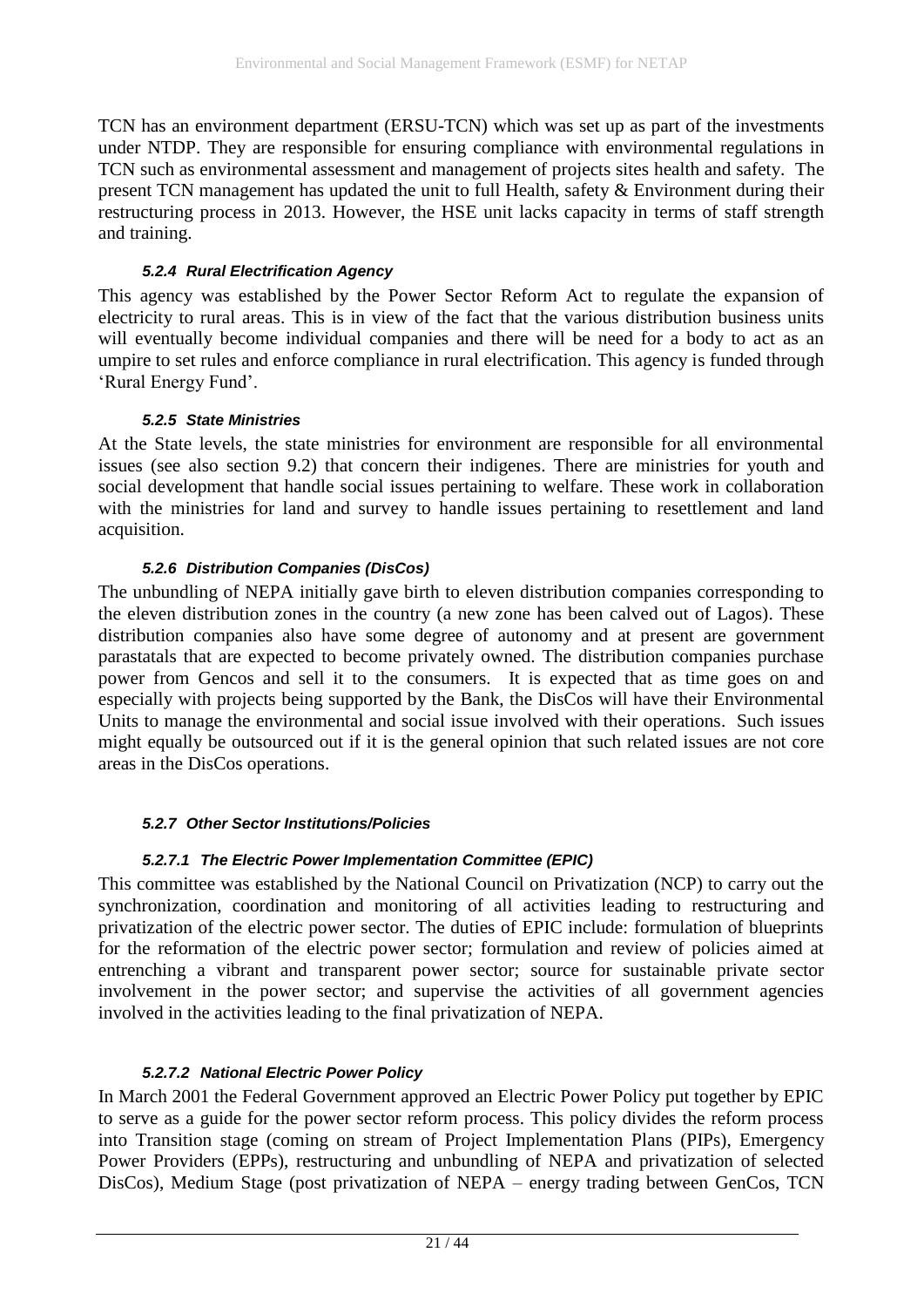TCN has an environment department (ERSU-TCN) which was set up as part of the investments under NTDP. They are responsible for ensuring compliance with environmental regulations in TCN such as environmental assessment and management of projects sites health and safety. The present TCN management has updated the unit to full Health, safety & Environment during their restructuring process in 2013. However, the HSE unit lacks capacity in terms of staff strength and training.

#### 5.2.4 Rural Electrification Agency

This agency was established by the Power Sector Reform Act to regulate the expansion of electricity to rural areas. This is in view of the fact that the various distribution business units will eventually become individual companies and there will be need for a body to act as an umpire to set rules and enforce compliance in rural electrification. This agency is funded through 'Rural Energy Fund'.

#### 5.2.5 State Ministries

At the State levels, the state ministries for environment are responsible for all environmental issues (see also section 9.2) that concern their indigenes. There are ministries for youth and social development that handle social issues pertaining to welfare. These work in collaboration with the ministries for land and survey to handle issues pertaining to resettlement and land acquisition.

#### 5.2.6 Distribution Companies (DisCos)

The unbundling of NEPA initially gave birth to eleven distribution companies corresponding to the eleven distribution zones in the country (a new zone has been calved out of Lagos). These distribution companies also have some degree of autonomy and at present are government parastatals that are expected to become privately owned. The distribution companies purchase power from Gencos and sell it to the consumers. It is expected that as time goes on and especially with projects being supported by the Bank, the DisCos will have their Environmental Units to manage the environmental and social issue involved with their operations. Such issues might equally be outsourced out if it is the general opinion that such related issues are not core areas in the DisCos operations.

#### 5.2.7 Other Sector Institutions/Policies

##### 5.2.7.1 The Electric Power Implementation Committee (EPIC)

This committee was established by the National Council on Privatization (NCP) to carry out the synchronization, coordination and monitoring of all activities leading to restructuring and privatization of the electric power sector. The duties of EPIC include: formulation of blueprints for the reformation of the electric power sector; formulation and review of policies aimed at entrenching a vibrant and transparent power sector; source for sustainable private sector involvement in the power sector; and supervise the activities of all government agencies involved in the activities leading to the final privatization of NEPA.

##### 5.2.7.2 National Electric Power Policy

In March 2001 the Federal Government approved an Electric Power Policy put together by EPIC to serve as a guide for the power sector reform process. This policy divides the reform process into Transition stage (coming on stream of Project Implementation Plans (PIPs), Emergency Power Providers (EPPs), restructuring and unbundling of NEPA and privatization of selected DisCos), Medium Stage (post privatization of NEPA – energy trading between GenCos, TCN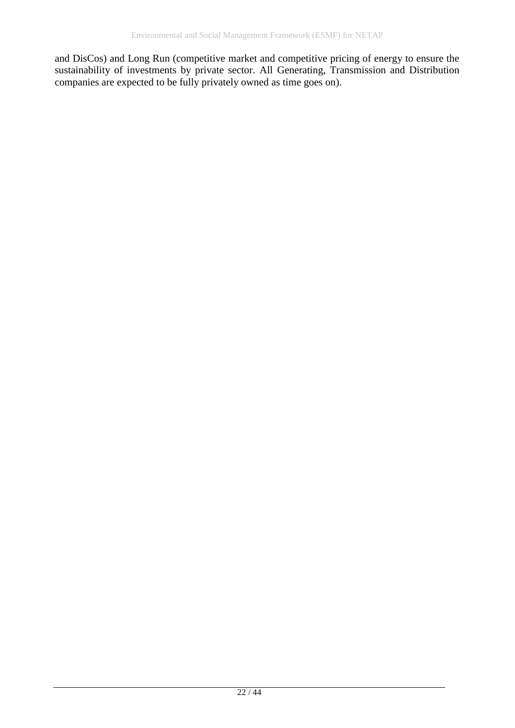and DisCos) and Long Run (competitive market and competitive pricing of energy to ensure the sustainability of investments by private sector. All Generating, Transmission and Distribution companies are expected to be fully privately owned as time goes on).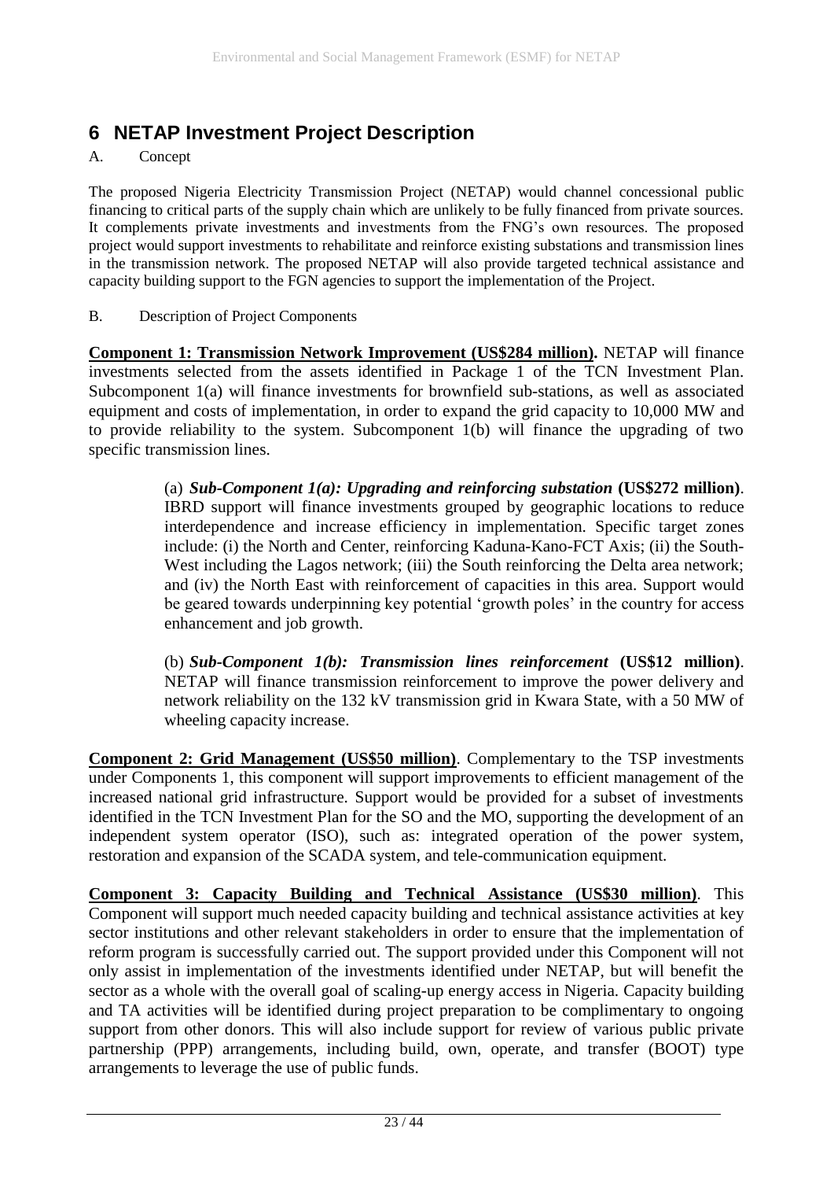# 6 NETAP Investment Project Description

A. Concept

The proposed Nigeria Electricity Transmission Project (NETAP) would channel concessional public financing to critical parts of the supply chain which are unlikely to be fully financed from private sources. It complements private investments and investments from the FNG's own resources. The proposed project would support investments to rehabilitate and reinforce existing substations and transmission lines in the transmission network. The proposed NETAP will also provide targeted technical assistance and capacity building support to the FGN agencies to support the implementation of the Project.

B. Description of Project Components

**Component 1: Transmission Network Improvement (US$284 million).** NETAP will finance investments selected from the assets identified in Package 1 of the TCN Investment Plan. Subcomponent 1(a) will finance investments for brownfield sub-stations, as well as associated equipment and costs of implementation, in order to expand the grid capacity to 10,000 MW and to provide reliability to the system. Subcomponent 1(b) will finance the upgrading of two specific transmission lines.

> (a) ***Sub-Component 1(a): Upgrading and reinforcing substation*** **(US$272 million)**. IBRD support will finance investments grouped by geographic locations to reduce interdependence and increase efficiency in implementation. Specific target zones include: (i) the North and Center, reinforcing Kaduna-Kano-FCT Axis; (ii) the South-West including the Lagos network; (iii) the South reinforcing the Delta area network; and (iv) the North East with reinforcement of capacities in this area. Support would be geared towards underpinning key potential 'growth poles' in the country for access enhancement and job growth.
>
> (b) ***Sub-Component 1(b): Transmission lines reinforcement*** **(US$12 million)**. NETAP will finance transmission reinforcement to improve the power delivery and network reliability on the 132 kV transmission grid in Kwara State, with a 50 MW of wheeling capacity increase.

**Component 2: Grid Management (US$50 million)**. Complementary to the TSP investments under Components 1, this component will support improvements to efficient management of the increased national grid infrastructure. Support would be provided for a subset of investments identified in the TCN Investment Plan for the SO and the MO, supporting the development of an independent system operator (ISO), such as: integrated operation of the power system, restoration and expansion of the SCADA system, and tele-communication equipment.

**Component 3: Capacity Building and Technical Assistance (US$30 million)**. This Component will support much needed capacity building and technical assistance activities at key sector institutions and other relevant stakeholders in order to ensure that the implementation of reform program is successfully carried out. The support provided under this Component will not only assist in implementation of the investments identified under NETAP, but will benefit the sector as a whole with the overall goal of scaling-up energy access in Nigeria. Capacity building and TA activities will be identified during project preparation to be complimentary to ongoing support from other donors. This will also include support for review of various public private partnership (PPP) arrangements, including build, own, operate, and transfer (BOOT) type arrangements to leverage the use of public funds.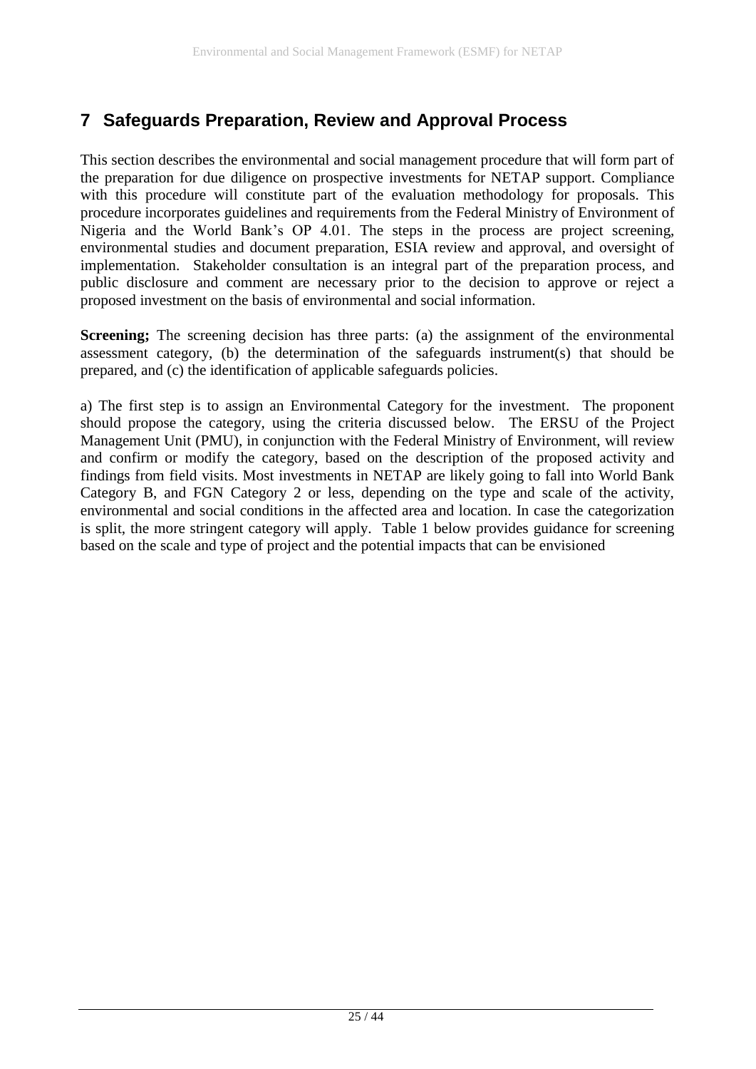# 7 Safeguards Preparation, Review and Approval Process

This section describes the environmental and social management procedure that will form part of the preparation for due diligence on prospective investments for NETAP support. Compliance with this procedure will constitute part of the evaluation methodology for proposals. This procedure incorporates guidelines and requirements from the Federal Ministry of Environment of Nigeria and the World Bank's OP 4.01. The steps in the process are project screening, environmental studies and document preparation, ESIA review and approval, and oversight of implementation. Stakeholder consultation is an integral part of the preparation process, and public disclosure and comment are necessary prior to the decision to approve or reject a proposed investment on the basis of environmental and social information.

**Screening;** The screening decision has three parts: (a) the assignment of the environmental assessment category, (b) the determination of the safeguards instrument(s) that should be prepared, and (c) the identification of applicable safeguards policies.

a) The first step is to assign an Environmental Category for the investment. The proponent should propose the category, using the criteria discussed below. The ERSU of the Project Management Unit (PMU), in conjunction with the Federal Ministry of Environment, will review and confirm or modify the category, based on the description of the proposed activity and findings from field visits. Most investments in NETAP are likely going to fall into World Bank Category B, and FGN Category 2 or less, depending on the type and scale of the activity, environmental and social conditions in the affected area and location. In case the categorization is split, the more stringent category will apply. Table 1 below provides guidance for screening based on the scale and type of project and the potential impacts that can be envisioned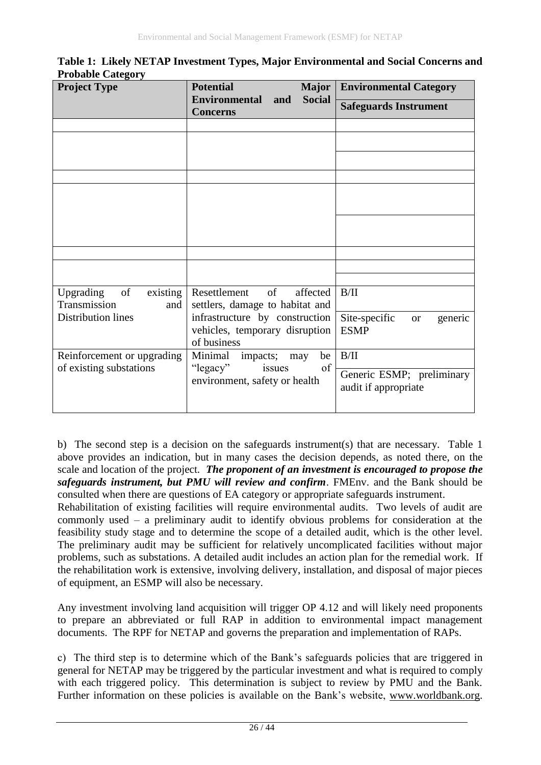**Table 1: Likely NETAP Investment Types, Major Environmental and Social Concerns and Probable Category**

| Project Type | Potential Major Environmental and Social Concerns | Environmental Category / Safeguards Instrument |
|---|---|---|
| | | |
| | | |
| | | |
| | | |
| | | |
| | | |
| Upgrading of existing Transmission and Distribution lines | Resettlement of affected settlers, damage to habitat and infrastructure by construction vehicles, temporary disruption of business | B/II |
| | | Site-specific or generic ESMP |
| Reinforcement or upgrading of existing substations | Minimal impacts; may be "legacy" issues of environment, safety or health | B/II |
| | | Generic ESMP; preliminary audit if appropriate |

b) The second step is a decision on the safeguards instrument(s) that are necessary. Table 1 above provides an indication, but in many cases the decision depends, as noted there, on the scale and location of the project. ***The proponent of an investment is encouraged to propose the safeguards instrument, but PMU will review and confirm***. FMEnv. and the Bank should be consulted when there are questions of EA category or appropriate safeguards instrument.

Rehabilitation of existing facilities will require environmental audits. Two levels of audit are commonly used – a preliminary audit to identify obvious problems for consideration at the feasibility study stage and to determine the scope of a detailed audit, which is the other level. The preliminary audit may be sufficient for relatively uncomplicated facilities without major problems, such as substations. A detailed audit includes an action plan for the remedial work. If the rehabilitation work is extensive, involving delivery, installation, and disposal of major pieces of equipment, an ESMP will also be necessary.

Any investment involving land acquisition will trigger OP 4.12 and will likely need proponents to prepare an abbreviated or full RAP in addition to environmental impact management documents. The RPF for NETAP and governs the preparation and implementation of RAPs.

c) The third step is to determine which of the Bank's safeguards policies that are triggered in general for NETAP may be triggered by the particular investment and what is required to comply with each triggered policy. This determination is subject to review by PMU and the Bank. Further information on these policies is available on the Bank's website, www.worldbank.org.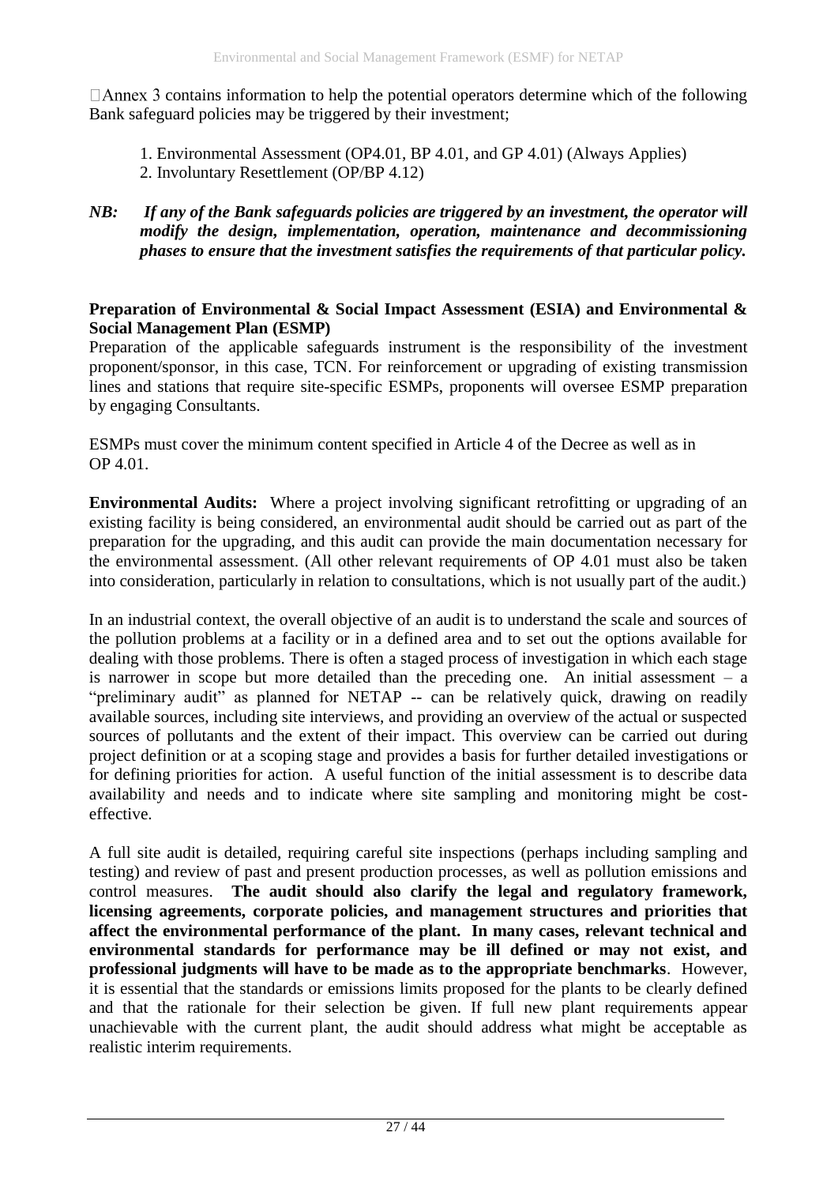Annex 3 contains information to help the potential operators determine which of the following Bank safeguard policies may be triggered by their investment;

1. Environmental Assessment (OP4.01, BP 4.01, and GP 4.01) (Always Applies)
2. Involuntary Resettlement (OP/BP 4.12)

***NB: If any of the Bank safeguards policies are triggered by an investment, the operator will modify the design, implementation, operation, maintenance and decommissioning phases to ensure that the investment satisfies the requirements of that particular policy.***

**Preparation of Environmental & Social Impact Assessment (ESIA) and Environmental & Social Management Plan (ESMP)**

Preparation of the applicable safeguards instrument is the responsibility of the investment proponent/sponsor, in this case, TCN. For reinforcement or upgrading of existing transmission lines and stations that require site-specific ESMPs, proponents will oversee ESMP preparation by engaging Consultants.

ESMPs must cover the minimum content specified in Article 4 of the Decree as well as in OP 4.01.

**Environmental Audits:** Where a project involving significant retrofitting or upgrading of an existing facility is being considered, an environmental audit should be carried out as part of the preparation for the upgrading, and this audit can provide the main documentation necessary for the environmental assessment. (All other relevant requirements of OP 4.01 must also be taken into consideration, particularly in relation to consultations, which is not usually part of the audit.)

In an industrial context, the overall objective of an audit is to understand the scale and sources of the pollution problems at a facility or in a defined area and to set out the options available for dealing with those problems. There is often a staged process of investigation in which each stage is narrower in scope but more detailed than the preceding one. An initial assessment – a "preliminary audit" as planned for NETAP -- can be relatively quick, drawing on readily available sources, including site interviews, and providing an overview of the actual or suspected sources of pollutants and the extent of their impact. This overview can be carried out during project definition or at a scoping stage and provides a basis for further detailed investigations or for defining priorities for action. A useful function of the initial assessment is to describe data availability and needs and to indicate where site sampling and monitoring might be cost-effective.

A full site audit is detailed, requiring careful site inspections (perhaps including sampling and testing) and review of past and present production processes, as well as pollution emissions and control measures. **The audit should also clarify the legal and regulatory framework, licensing agreements, corporate policies, and management structures and priorities that affect the environmental performance of the plant. In many cases, relevant technical and environmental standards for performance may be ill defined or may not exist, and professional judgments will have to be made as to the appropriate benchmarks**. However, it is essential that the standards or emissions limits proposed for the plants to be clearly defined and that the rationale for their selection be given. If full new plant requirements appear unachievable with the current plant, the audit should address what might be acceptable as realistic interim requirements.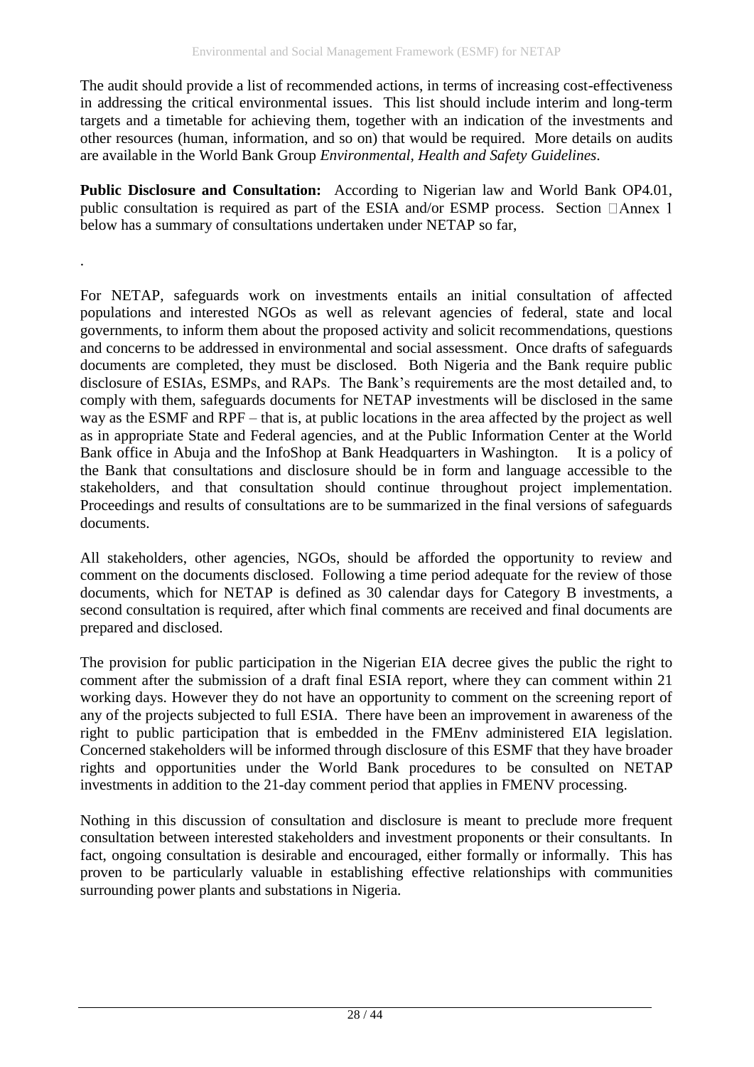The audit should provide a list of recommended actions, in terms of increasing cost-effectiveness in addressing the critical environmental issues. This list should include interim and long-term targets and a timetable for achieving them, together with an indication of the investments and other resources (human, information, and so on) that would be required. More details on audits are available in the World Bank Group *Environmental, Health and Safety Guidelines*.

**Public Disclosure and Consultation:** According to Nigerian law and World Bank OP4.01, public consultation is required as part of the ESIA and/or ESMP process. Section Annex 1 below has a summary of consultations undertaken under NETAP so far,

.

For NETAP, safeguards work on investments entails an initial consultation of affected populations and interested NGOs as well as relevant agencies of federal, state and local governments, to inform them about the proposed activity and solicit recommendations, questions and concerns to be addressed in environmental and social assessment. Once drafts of safeguards documents are completed, they must be disclosed. Both Nigeria and the Bank require public disclosure of ESIAs, ESMPs, and RAPs. The Bank's requirements are the most detailed and, to comply with them, safeguards documents for NETAP investments will be disclosed in the same way as the ESMF and RPF – that is, at public locations in the area affected by the project as well as in appropriate State and Federal agencies, and at the Public Information Center at the World Bank office in Abuja and the InfoShop at Bank Headquarters in Washington. It is a policy of the Bank that consultations and disclosure should be in form and language accessible to the stakeholders, and that consultation should continue throughout project implementation. Proceedings and results of consultations are to be summarized in the final versions of safeguards documents.

All stakeholders, other agencies, NGOs, should be afforded the opportunity to review and comment on the documents disclosed. Following a time period adequate for the review of those documents, which for NETAP is defined as 30 calendar days for Category B investments, a second consultation is required, after which final comments are received and final documents are prepared and disclosed.

The provision for public participation in the Nigerian EIA decree gives the public the right to comment after the submission of a draft final ESIA report, where they can comment within 21 working days. However they do not have an opportunity to comment on the screening report of any of the projects subjected to full ESIA. There have been an improvement in awareness of the right to public participation that is embedded in the FMEnv administered EIA legislation. Concerned stakeholders will be informed through disclosure of this ESMF that they have broader rights and opportunities under the World Bank procedures to be consulted on NETAP investments in addition to the 21-day comment period that applies in FMENV processing.

Nothing in this discussion of consultation and disclosure is meant to preclude more frequent consultation between interested stakeholders and investment proponents or their consultants. In fact, ongoing consultation is desirable and encouraged, either formally or informally. This has proven to be particularly valuable in establishing effective relationships with communities surrounding power plants and substations in Nigeria.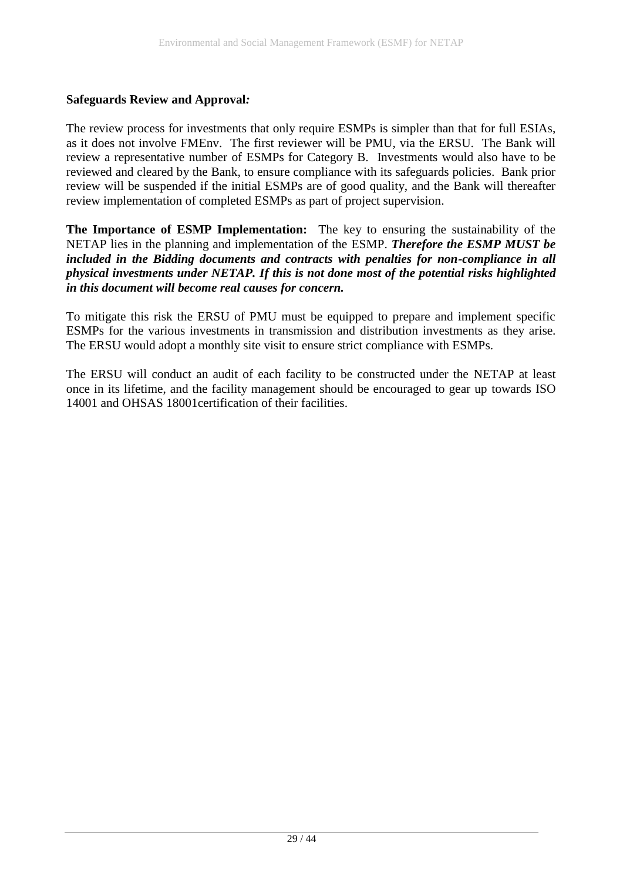**Safeguards Review and Approval*:***

The review process for investments that only require ESMPs is simpler than that for full ESIAs, as it does not involve FMEnv. The first reviewer will be PMU, via the ERSU. The Bank will review a representative number of ESMPs for Category B. Investments would also have to be reviewed and cleared by the Bank, to ensure compliance with its safeguards policies. Bank prior review will be suspended if the initial ESMPs are of good quality, and the Bank will thereafter review implementation of completed ESMPs as part of project supervision.

**The Importance of ESMP Implementation:** The key to ensuring the sustainability of the NETAP lies in the planning and implementation of the ESMP. ***Therefore the ESMP MUST be included in the Bidding documents and contracts with penalties for non-compliance in all physical investments under NETAP. If this is not done most of the potential risks highlighted in this document will become real causes for concern.***

To mitigate this risk the ERSU of PMU must be equipped to prepare and implement specific ESMPs for the various investments in transmission and distribution investments as they arise. The ERSU would adopt a monthly site visit to ensure strict compliance with ESMPs.

The ERSU will conduct an audit of each facility to be constructed under the NETAP at least once in its lifetime, and the facility management should be encouraged to gear up towards ISO 14001 and OHSAS 18001certification of their facilities.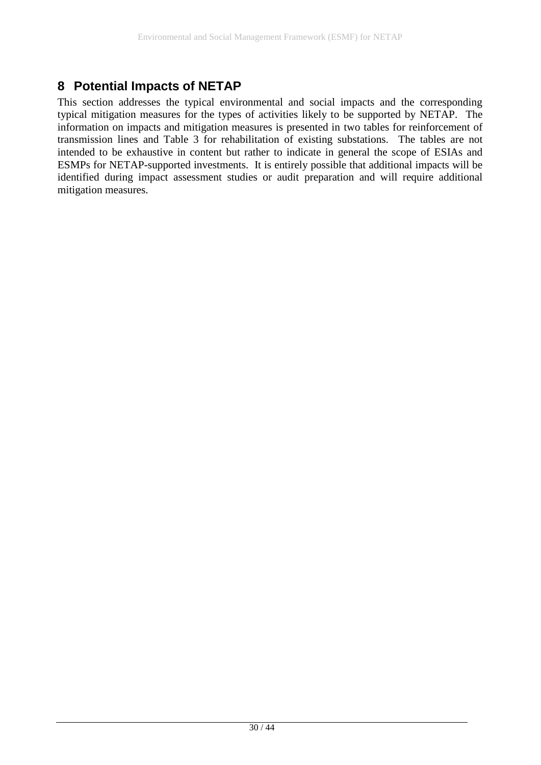# 8 Potential Impacts of NETAP

This section addresses the typical environmental and social impacts and the corresponding typical mitigation measures for the types of activities likely to be supported by NETAP. The information on impacts and mitigation measures is presented in two tables for reinforcement of transmission lines and Table 3 for rehabilitation of existing substations. The tables are not intended to be exhaustive in content but rather to indicate in general the scope of ESIAs and ESMPs for NETAP-supported investments. It is entirely possible that additional impacts will be identified during impact assessment studies or audit preparation and will require additional mitigation measures.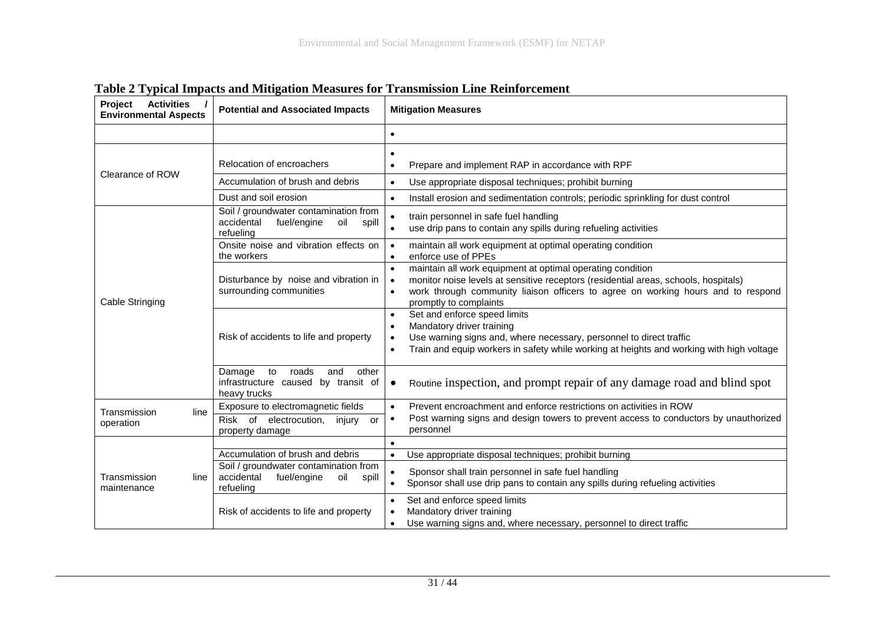**Table 2 Typical Impacts and Mitigation Measures for Transmission Line Reinforcement**

| Project Activities / Environmental Aspects | Potential and Associated Impacts | Mitigation Measures |
|---|---|---|
| | | • |
| Clearance of ROW | Relocation of encroachers | • <br>• Prepare and implement RAP in accordance with RPF |
| | Accumulation of brush and debris | • Use appropriate disposal techniques; prohibit burning |
| | Dust and soil erosion | • Install erosion and sedimentation controls; periodic sprinkling for dust control |
| Cable Stringing | Soil / groundwater contamination from accidental fuel/engine oil spill refueling | • train personnel in safe fuel handling<br>• use drip pans to contain any spills during refueling activities |
| | Onsite noise and vibration effects on the workers | • maintain all work equipment at optimal operating condition<br>• enforce use of PPEs |
| | Disturbance by noise and vibration in surrounding communities | • maintain all work equipment at optimal operating condition<br>• monitor noise levels at sensitive receptors (residential areas, schools, hospitals)<br>• work through community liaison officers to agree on working hours and to respond promptly to complaints |
| | Risk of accidents to life and property | • Set and enforce speed limits<br>• Mandatory driver training<br>• Use warning signs and, where necessary, personnel to direct traffic<br>• Train and equip workers in safety while working at heights and working with high voltage |
| | Damage to roads and other infrastructure caused by transit of heavy trucks | • Routine inspection, and prompt repair of any damage road and blind spot |
| Transmission line operation | Exposure to electromagnetic fields | • Prevent encroachment and enforce restrictions on activities in ROW<br>• Post warning signs and design towers to prevent access to conductors by unauthorized personnel |
| | Risk of electrocution, injury or property damage | |
| Transmission line maintenance | | • |
| | Accumulation of brush and debris | • Use appropriate disposal techniques; prohibit burning |
| | Soil / groundwater contamination from accidental fuel/engine oil spill refueling | • Sponsor shall train personnel in safe fuel handling<br>• Sponsor shall use drip pans to contain any spills during refueling activities |
| | Risk of accidents to life and property | • Set and enforce speed limits<br>• Mandatory driver training<br>• Use warning signs and, where necessary, personnel to direct traffic |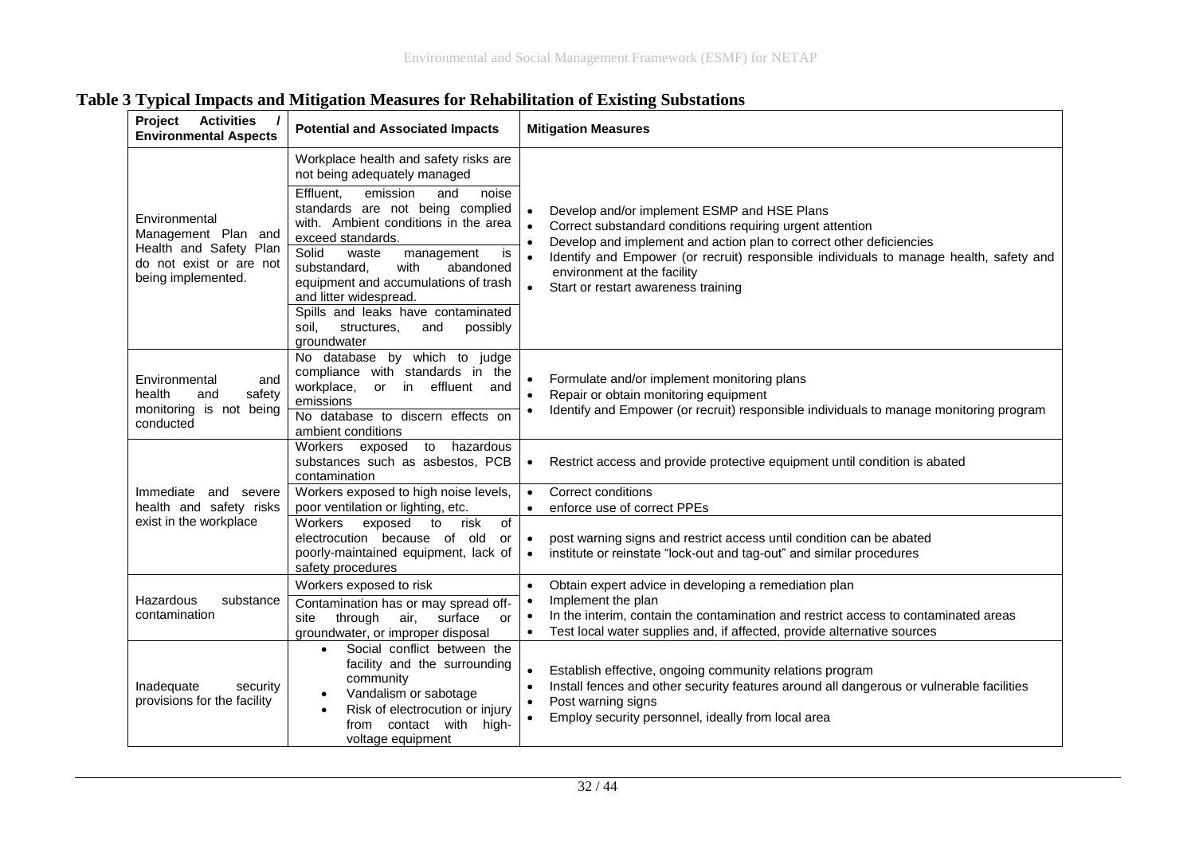**Table 3 Typical Impacts and Mitigation Measures for Rehabilitation of Existing Substations**

| Project Activities / Environmental Aspects | Potential and Associated Impacts | Mitigation Measures |
|---|---|---|
| Environmental Management Plan and Health and Safety Plan do not exist or are not being implemented. | Workplace health and safety risks are not being adequately managed<br>Effluent, emission and noise standards are not being complied with. Ambient conditions in the area exceed standards.<br>Solid waste management is substandard, with abandoned equipment and accumulations of trash and litter widespread.<br>Spills and leaks have contaminated soil, structures, and possibly groundwater | • Develop and/or implement ESMP and HSE Plans<br>• Correct substandard conditions requiring urgent attention<br>• Develop and implement and action plan to correct other deficiencies<br>• Identify and Empower (or recruit) responsible individuals to manage health, safety and environment at the facility<br>• Start or restart awareness training |
| Environmental and health and safety monitoring is not being conducted | No database by which to judge compliance with standards in the workplace, or in effluent and emissions<br>No database to discern effects on ambient conditions | • Formulate and/or implement monitoring plans<br>• Repair or obtain monitoring equipment<br>• Identify and Empower (or recruit) responsible individuals to manage monitoring program |
| Immediate and severe health and safety risks exist in the workplace | Workers exposed to hazardous substances such as asbestos, PCB contamination | • Restrict access and provide protective equipment until condition is abated |
| | Workers exposed to high noise levels, poor ventilation or lighting, etc. | • Correct conditions<br>• enforce use of correct PPEs |
| | Workers exposed to risk of electrocution because of old or poorly-maintained equipment, lack of safety procedures | • post warning signs and restrict access until condition can be abated<br>• institute or reinstate "lock-out and tag-out" and similar procedures |
| Hazardous substance contamination | Workers exposed to risk<br>Contamination has or may spread off-site through air, surface or groundwater, or improper disposal | • Obtain expert advice in developing a remediation plan<br>• Implement the plan<br>• In the interim, contain the contamination and restrict access to contaminated areas<br>• Test local water supplies and, if affected, provide alternative sources |
| Inadequate security provisions for the facility | • Social conflict between the facility and the surrounding community<br>• Vandalism or sabotage<br>• Risk of electrocution or injury from contact with high-voltage equipment | • Establish effective, ongoing community relations program<br>• Install fences and other security features around all dangerous or vulnerable facilities<br>• Post warning signs<br>• Employ security personnel, ideally from local area |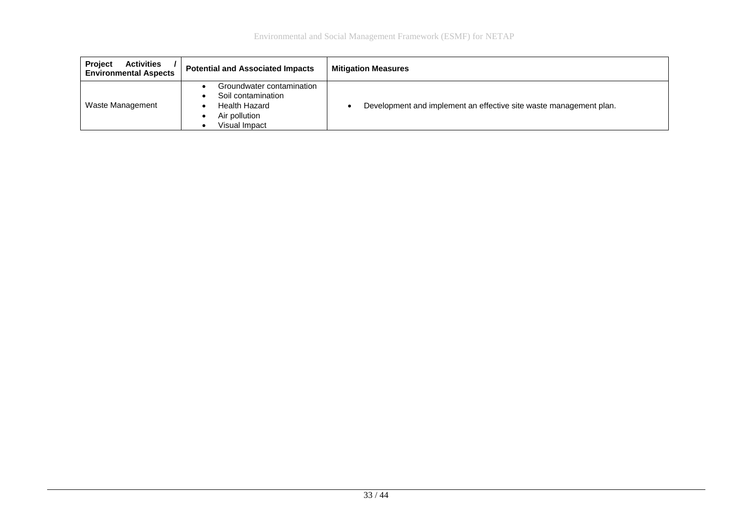| Project Activities / Environmental Aspects | Potential and Associated Impacts | Mitigation Measures |
|---|---|---|
| Waste Management | • Groundwater contamination<br>• Soil contamination<br>• Health Hazard<br>• Air pollution<br>• Visual Impact | • Development and implement an effective site waste management plan. |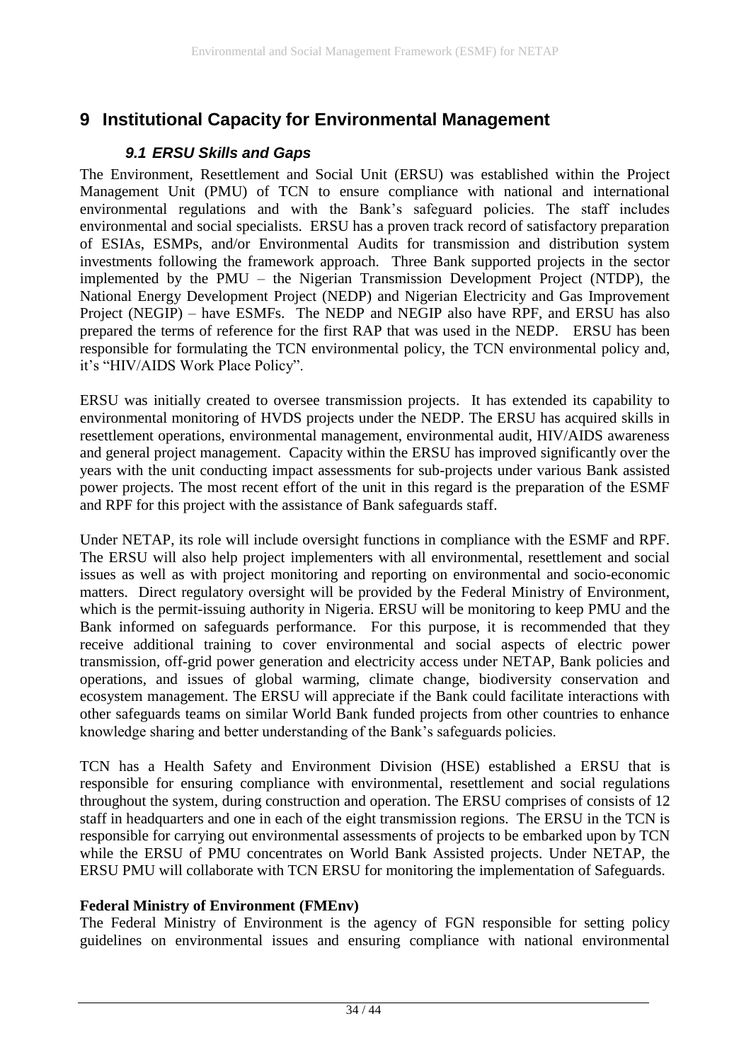# 9 Institutional Capacity for Environmental Management

## *9.1 ERSU Skills and Gaps*

The Environment, Resettlement and Social Unit (ERSU) was established within the Project Management Unit (PMU) of TCN to ensure compliance with national and international environmental regulations and with the Bank's safeguard policies. The staff includes environmental and social specialists. ERSU has a proven track record of satisfactory preparation of ESIAs, ESMPs, and/or Environmental Audits for transmission and distribution system investments following the framework approach. Three Bank supported projects in the sector implemented by the PMU – the Nigerian Transmission Development Project (NTDP), the National Energy Development Project (NEDP) and Nigerian Electricity and Gas Improvement Project (NEGIP) – have ESMFs. The NEDP and NEGIP also have RPF, and ERSU has also prepared the terms of reference for the first RAP that was used in the NEDP. ERSU has been responsible for formulating the TCN environmental policy, the TCN environmental policy and, it's "HIV/AIDS Work Place Policy".

ERSU was initially created to oversee transmission projects. It has extended its capability to environmental monitoring of HVDS projects under the NEDP. The ERSU has acquired skills in resettlement operations, environmental management, environmental audit, HIV/AIDS awareness and general project management. Capacity within the ERSU has improved significantly over the years with the unit conducting impact assessments for sub-projects under various Bank assisted power projects. The most recent effort of the unit in this regard is the preparation of the ESMF and RPF for this project with the assistance of Bank safeguards staff.

Under NETAP, its role will include oversight functions in compliance with the ESMF and RPF. The ERSU will also help project implementers with all environmental, resettlement and social issues as well as with project monitoring and reporting on environmental and socio-economic matters. Direct regulatory oversight will be provided by the Federal Ministry of Environment, which is the permit-issuing authority in Nigeria. ERSU will be monitoring to keep PMU and the Bank informed on safeguards performance. For this purpose, it is recommended that they receive additional training to cover environmental and social aspects of electric power transmission, off-grid power generation and electricity access under NETAP, Bank policies and operations, and issues of global warming, climate change, biodiversity conservation and ecosystem management. The ERSU will appreciate if the Bank could facilitate interactions with other safeguards teams on similar World Bank funded projects from other countries to enhance knowledge sharing and better understanding of the Bank's safeguards policies.

TCN has a Health Safety and Environment Division (HSE) established a ERSU that is responsible for ensuring compliance with environmental, resettlement and social regulations throughout the system, during construction and operation. The ERSU comprises of consists of 12 staff in headquarters and one in each of the eight transmission regions. The ERSU in the TCN is responsible for carrying out environmental assessments of projects to be embarked upon by TCN while the ERSU of PMU concentrates on World Bank Assisted projects. Under NETAP, the ERSU PMU will collaborate with TCN ERSU for monitoring the implementation of Safeguards.

**Federal Ministry of Environment (FMEnv)**

The Federal Ministry of Environment is the agency of FGN responsible for setting policy guidelines on environmental issues and ensuring compliance with national environmental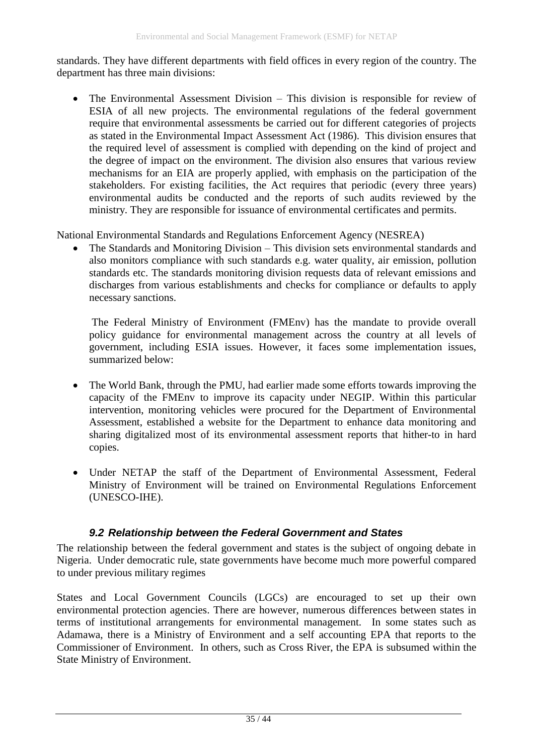standards. They have different departments with field offices in every region of the country. The department has three main divisions:

- The Environmental Assessment Division – This division is responsible for review of ESIA of all new projects. The environmental regulations of the federal government require that environmental assessments be carried out for different categories of projects as stated in the Environmental Impact Assessment Act (1986). This division ensures that the required level of assessment is complied with depending on the kind of project and the degree of impact on the environment. The division also ensures that various review mechanisms for an EIA are properly applied, with emphasis on the participation of the stakeholders. For existing facilities, the Act requires that periodic (every three years) environmental audits be conducted and the reports of such audits reviewed by the ministry. They are responsible for issuance of environmental certificates and permits.

National Environmental Standards and Regulations Enforcement Agency (NESREA)

- The Standards and Monitoring Division – This division sets environmental standards and also monitors compliance with such standards e.g. water quality, air emission, pollution standards etc. The standards monitoring division requests data of relevant emissions and discharges from various establishments and checks for compliance or defaults to apply necessary sanctions.

  The Federal Ministry of Environment (FMEnv) has the mandate to provide overall policy guidance for environmental management across the country at all levels of government, including ESIA issues. However, it faces some implementation issues, summarized below:

- The World Bank, through the PMU, had earlier made some efforts towards improving the capacity of the FMEnv to improve its capacity under NEGIP. Within this particular intervention, monitoring vehicles were procured for the Department of Environmental Assessment, established a website for the Department to enhance data monitoring and sharing digitalized most of its environmental assessment reports that hither-to in hard copies.

- Under NETAP the staff of the Department of Environmental Assessment, Federal Ministry of Environment will be trained on Environmental Regulations Enforcement (UNESCO-IHE).

### *9.2 Relationship between the Federal Government and States*

The relationship between the federal government and states is the subject of ongoing debate in Nigeria. Under democratic rule, state governments have become much more powerful compared to under previous military regimes

States and Local Government Councils (LGCs) are encouraged to set up their own environmental protection agencies. There are however, numerous differences between states in terms of institutional arrangements for environmental management. In some states such as Adamawa, there is a Ministry of Environment and a self accounting EPA that reports to the Commissioner of Environment. In others, such as Cross River, the EPA is subsumed within the State Ministry of Environment.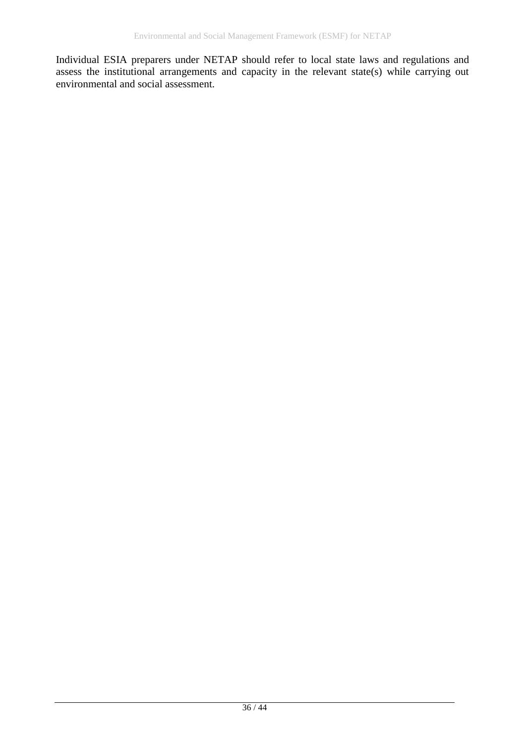Individual ESIA preparers under NETAP should refer to local state laws and regulations and assess the institutional arrangements and capacity in the relevant state(s) while carrying out environmental and social assessment.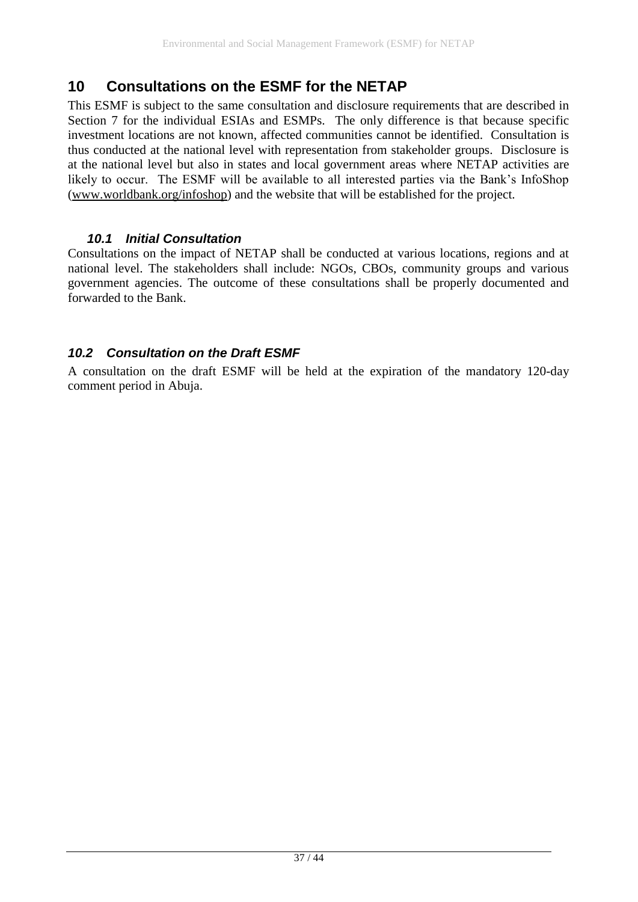# 10 Consultations on the ESMF for the NETAP

This ESMF is subject to the same consultation and disclosure requirements that are described in Section 7 for the individual ESIAs and ESMPs. The only difference is that because specific investment locations are not known, affected communities cannot be identified. Consultation is thus conducted at the national level with representation from stakeholder groups. Disclosure is at the national level but also in states and local government areas where NETAP activities are likely to occur. The ESMF will be available to all interested parties via the Bank's InfoShop (www.worldbank.org/infoshop) and the website that will be established for the project.

## *10.1 Initial Consultation*

Consultations on the impact of NETAP shall be conducted at various locations, regions and at national level. The stakeholders shall include: NGOs, CBOs, community groups and various government agencies. The outcome of these consultations shall be properly documented and forwarded to the Bank.

## *10.2 Consultation on the Draft ESMF*

A consultation on the draft ESMF will be held at the expiration of the mandatory 120-day comment period in Abuja.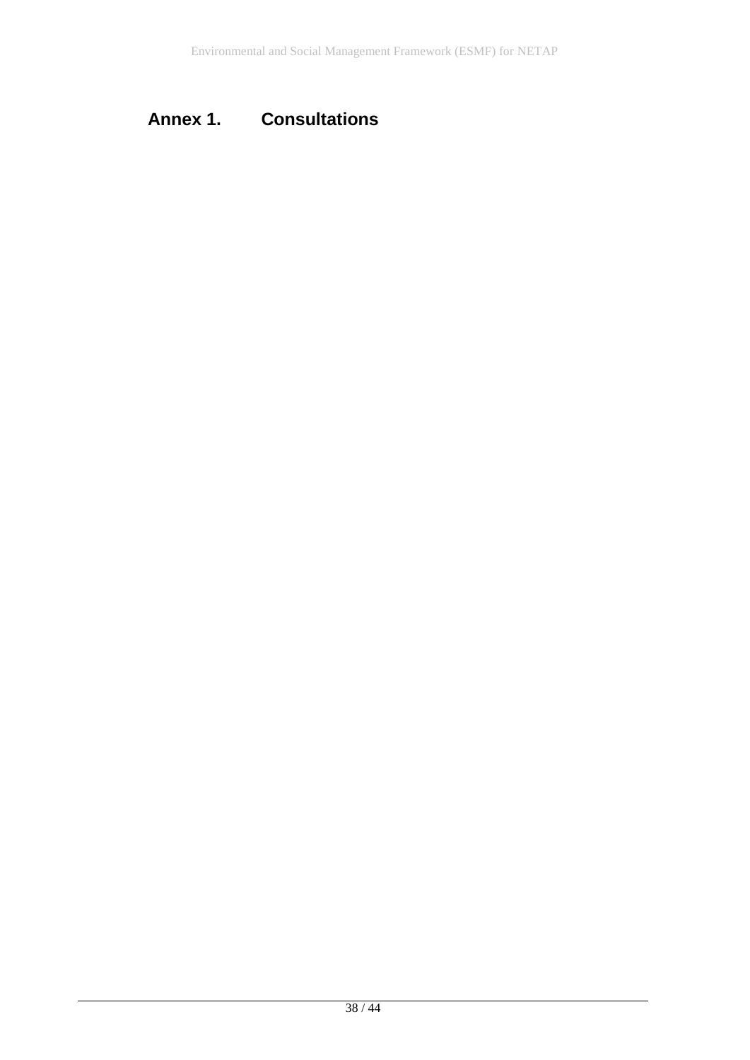# Annex 1. Consultations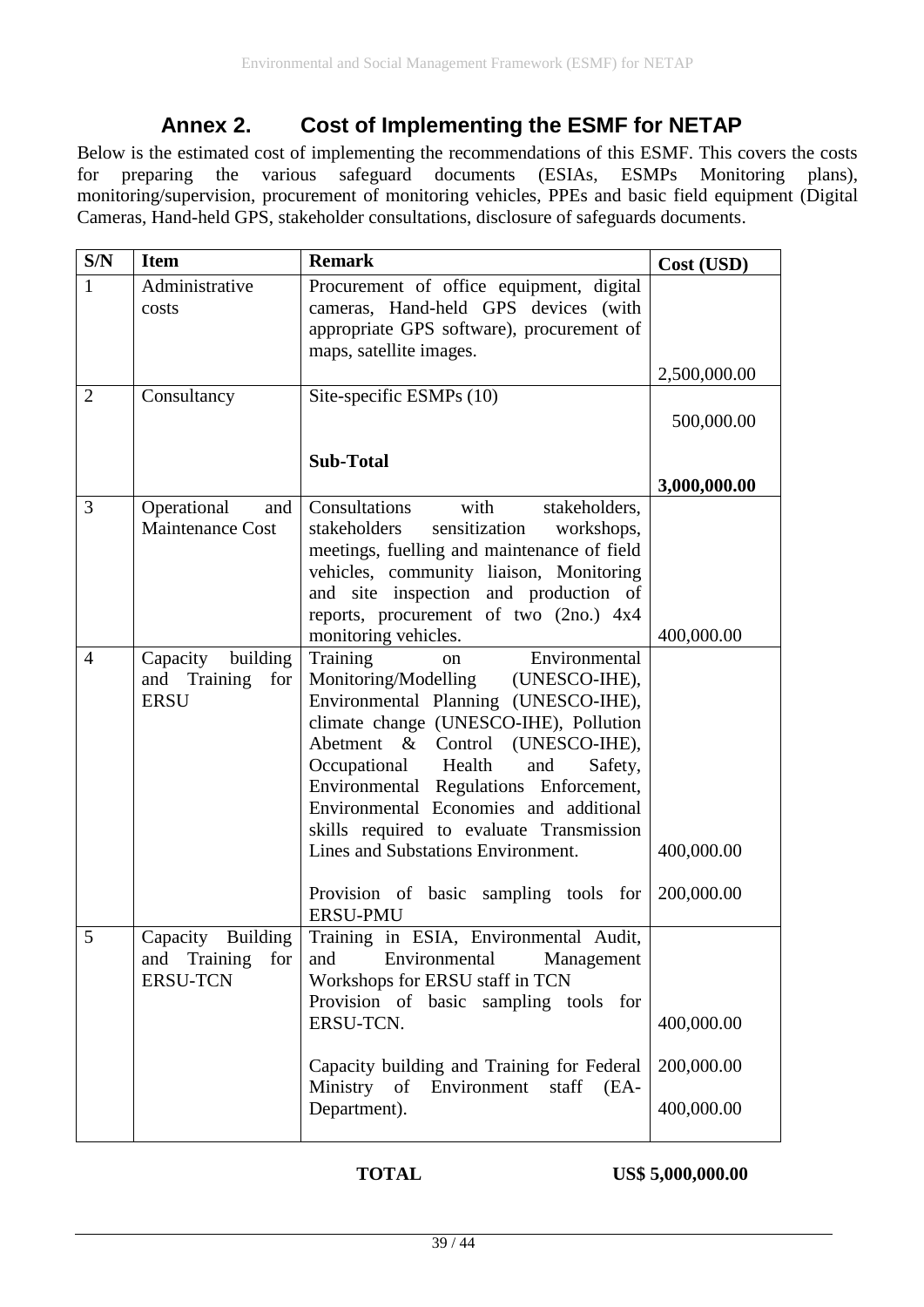## Annex 2. Cost of Implementing the ESMF for NETAP

Below is the estimated cost of implementing the recommendations of this ESMF. This covers the costs for preparing the various safeguard documents (ESIAs, ESMPs Monitoring plans), monitoring/supervision, procurement of monitoring vehicles, PPEs and basic field equipment (Digital Cameras, Hand-held GPS, stakeholder consultations, disclosure of safeguards documents.

| S/N | Item | Remark | Cost (USD) |
|---|---|---|---|
| 1 | Administrative costs | Procurement of office equipment, digital cameras, Hand-held GPS devices (with appropriate GPS software), procurement of maps, satellite images. | 2,500,000.00 |
| 2 | Consultancy | Site-specific ESMPs (10) | 500,000.00 |
| | | **Sub-Total** | **3,000,000.00** |
| 3 | Operational and Maintenance Cost | Consultations with stakeholders, stakeholders sensitization workshops, meetings, fuelling and maintenance of field vehicles, community liaison, Monitoring and site inspection and production of reports, procurement of two (2no.) 4x4 monitoring vehicles. | 400,000.00 |
| 4 | Capacity building and Training for ERSU | Training on Environmental Monitoring/Modelling (UNESCO-IHE), Environmental Planning (UNESCO-IHE), climate change (UNESCO-IHE), Pollution Abetment & Control (UNESCO-IHE), Occupational Health and Safety, Environmental Regulations Enforcement, Environmental Economies and additional skills required to evaluate Transmission Lines and Substations Environment. | 400,000.00 |
| | | Provision of basic sampling tools for ERSU-PMU | 200,000.00 |
| 5 | Capacity Building and Training for ERSU-TCN | Training in ESIA, Environmental Audit, and Environmental Management Workshops for ERSU staff in TCN Provision of basic sampling tools for ERSU-TCN. | 400,000.00 |
| | | Capacity building and Training for Federal Ministry of Environment staff (EA-Department). | 200,000.00 |
| | | | 400,000.00 |

**TOTAL** **US$ 5,000,000.00**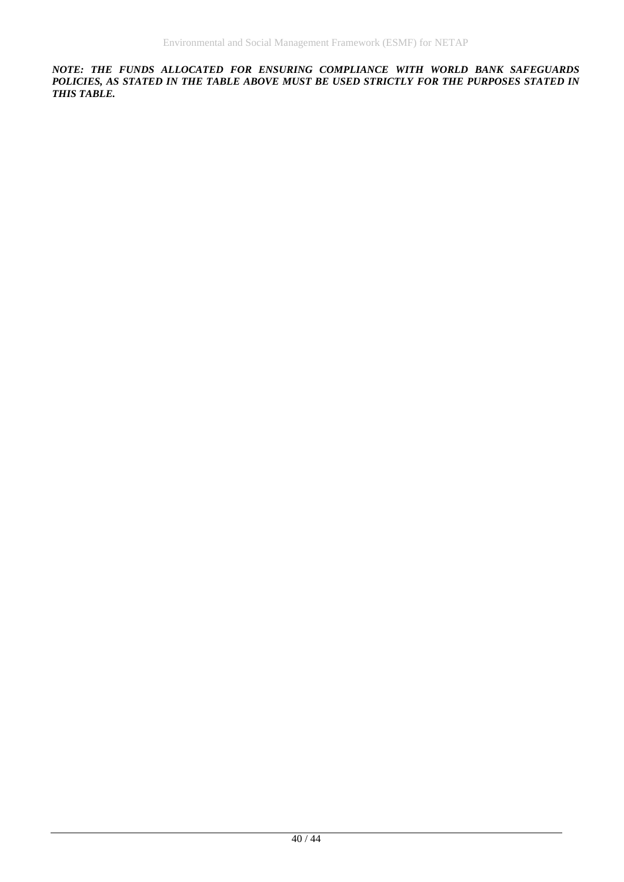***NOTE: THE FUNDS ALLOCATED FOR ENSURING COMPLIANCE WITH WORLD BANK SAFEGUARDS POLICIES, AS STATED IN THE TABLE ABOVE MUST BE USED STRICTLY FOR THE PURPOSES STATED IN THIS TABLE.***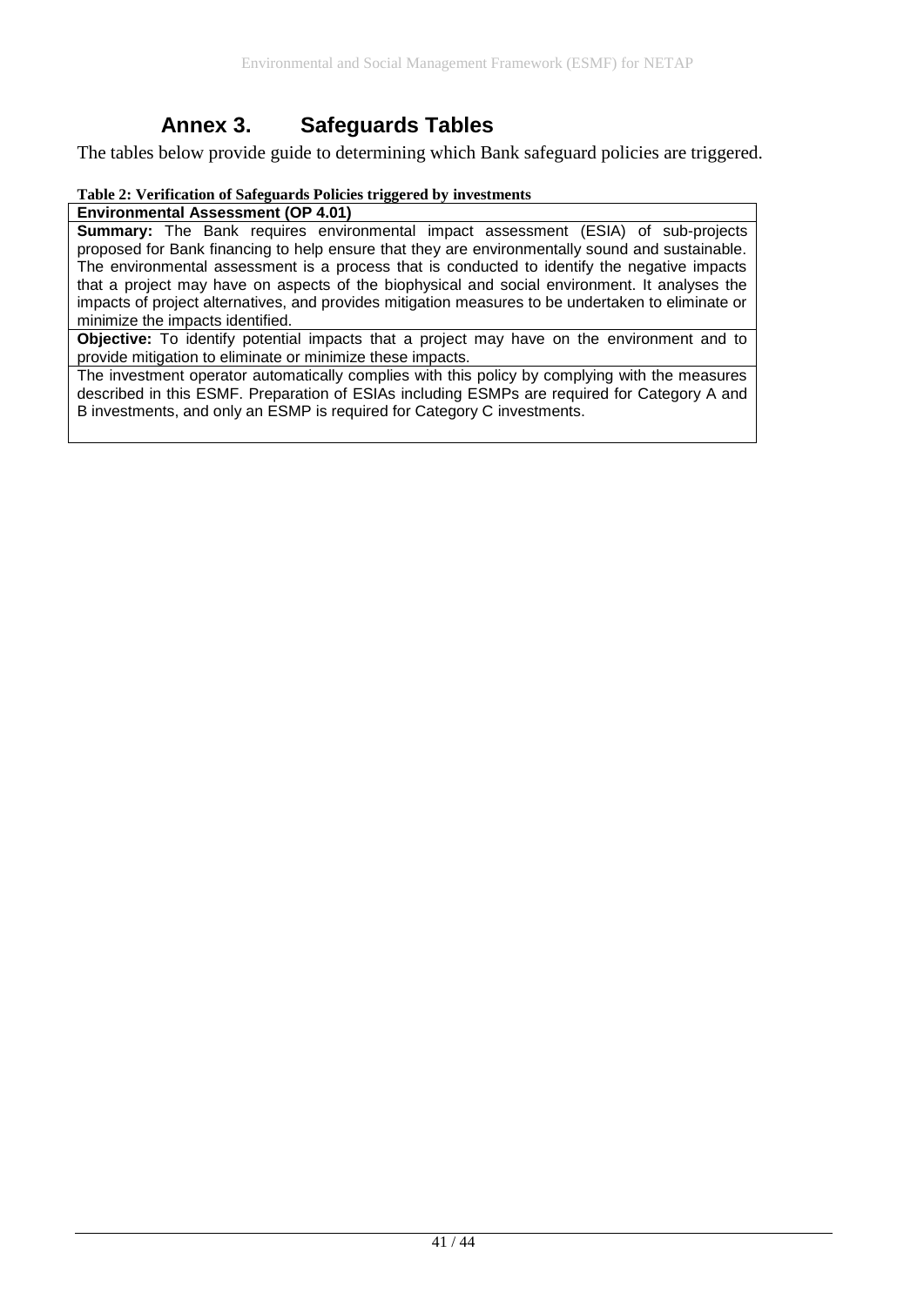# Annex 3. Safeguards Tables

The tables below provide guide to determining which Bank safeguard policies are triggered.

**Table 2: Verification of Safeguards Policies triggered by investments**

| **Environmental Assessment (OP 4.01)** |
|---|
| **Summary:** The Bank requires environmental impact assessment (ESIA) of sub-projects proposed for Bank financing to help ensure that they are environmentally sound and sustainable. The environmental assessment is a process that is conducted to identify the negative impacts that a project may have on aspects of the biophysical and social environment. It analyses the impacts of project alternatives, and provides mitigation measures to be undertaken to eliminate or minimize the impacts identified. |
| **Objective:** To identify potential impacts that a project may have on the environment and to provide mitigation to eliminate or minimize these impacts. |
| The investment operator automatically complies with this policy by complying with the measures described in this ESMF. Preparation of ESIAs including ESMPs are required for Category A and B investments, and only an ESMP is required for Category C investments. |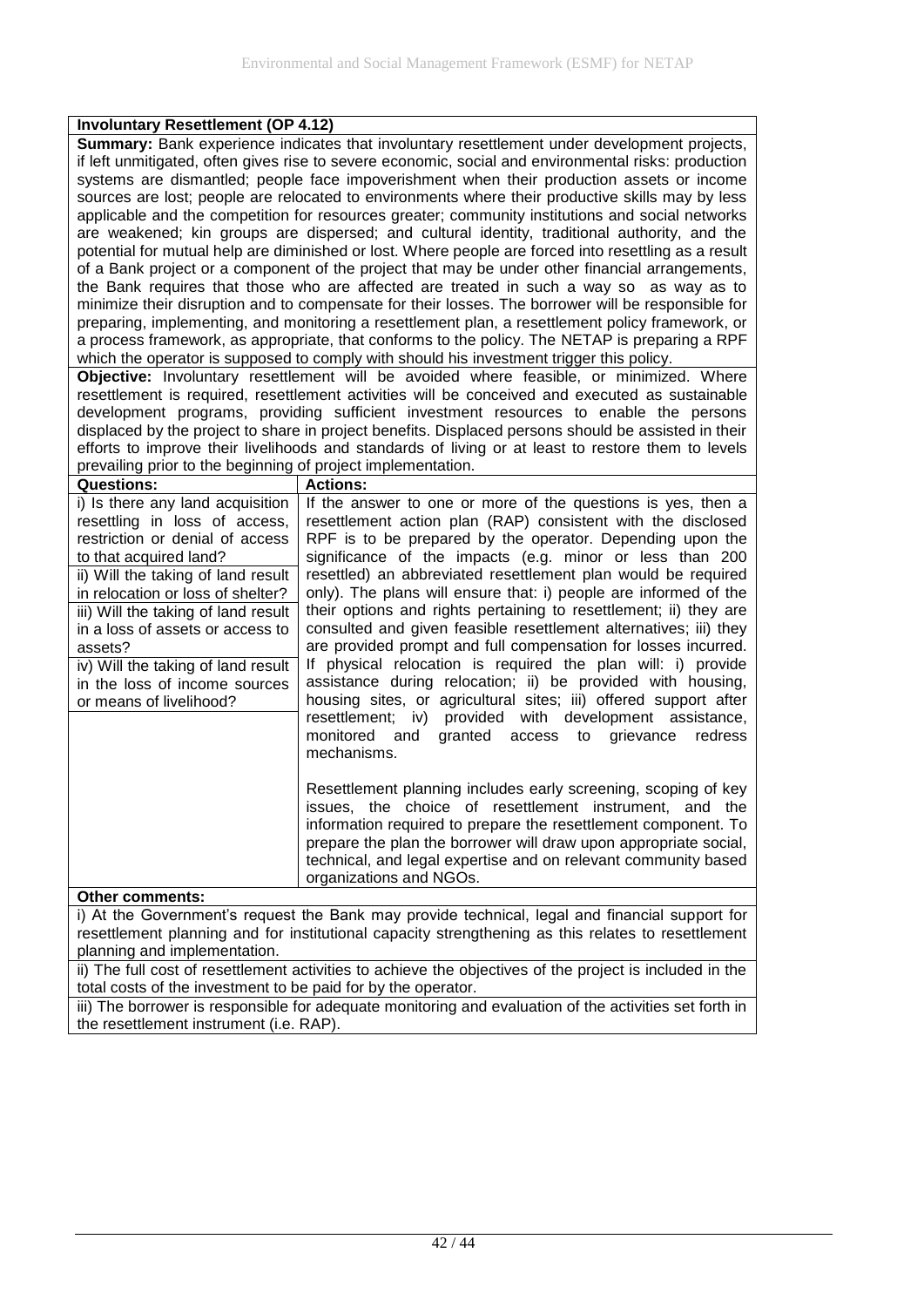| **Involuntary Resettlement (OP 4.12)** | |
|---|---|
| **Summary:** Bank experience indicates that involuntary resettlement under development projects, if left unmitigated, often gives rise to severe economic, social and environmental risks: production systems are dismantled; people face impoverishment when their production assets or income sources are lost; people are relocated to environments where their productive skills may by less applicable and the competition for resources greater; community institutions and social networks are weakened; kin groups are dispersed; and cultural identity, traditional authority, and the potential for mutual help are diminished or lost. Where people are forced into resettling as a result of a Bank project or a component of the project that may be under other financial arrangements, the Bank requires that those who are affected are treated in such a way so as way as to minimize their disruption and to compensate for their losses. The borrower will be responsible for preparing, implementing, and monitoring a resettlement plan, a resettlement policy framework, or a process framework, as appropriate, that conforms to the policy. The NETAP is preparing a RPF which the operator is supposed to comply with should his investment trigger this policy. **Objective:** Involuntary resettlement will be avoided where feasible, or minimized. Where resettlement is required, resettlement activities will be conceived and executed as sustainable development programs, providing sufficient investment resources to enable the persons displaced by the project to share in project benefits. Displaced persons should be assisted in their efforts to improve their livelihoods and standards of living or at least to restore them to levels prevailing prior to the beginning of project implementation. | |
| **Questions:** | **Actions:** |
| i) Is there any land acquisition resettling in loss of access, restriction or denial of access to that acquired land?<br>ii) Will the taking of land result in relocation or loss of shelter?<br>iii) Will the taking of land result in a loss of assets or access to assets?<br>iv) Will the taking of land result in the loss of income sources or means of livelihood? | If the answer to one or more of the questions is yes, then a resettlement action plan (RAP) consistent with the disclosed RPF is to be prepared by the operator. Depending upon the significance of the impacts (e.g. minor or less than 200 resettled) an abbreviated resettlement plan would be required only). The plans will ensure that: i) people are informed of the their options and rights pertaining to resettlement; ii) they are consulted and given feasible resettlement alternatives; iii) they are provided prompt and full compensation for losses incurred. If physical relocation is required the plan will: i) provide assistance during relocation; ii) be provided with housing, housing sites, or agricultural sites; iii) offered support after resettlement; iv) provided with development assistance, monitored and granted access to grievance redress mechanisms.<br><br>Resettlement planning includes early screening, scoping of key issues, the choice of resettlement instrument, and the information required to prepare the resettlement component. To prepare the plan the borrower will draw upon appropriate social, technical, and legal expertise and on relevant community based organizations and NGOs. |
| **Other comments:** | |
| i) At the Government's request the Bank may provide technical, legal and financial support for resettlement planning and for institutional capacity strengthening as this relates to resettlement planning and implementation. | |
| ii) The full cost of resettlement activities to achieve the objectives of the project is included in the total costs of the investment to be paid for by the operator. | |
| iii) The borrower is responsible for adequate monitoring and evaluation of the activities set forth in the resettlement instrument (i.e. RAP). | |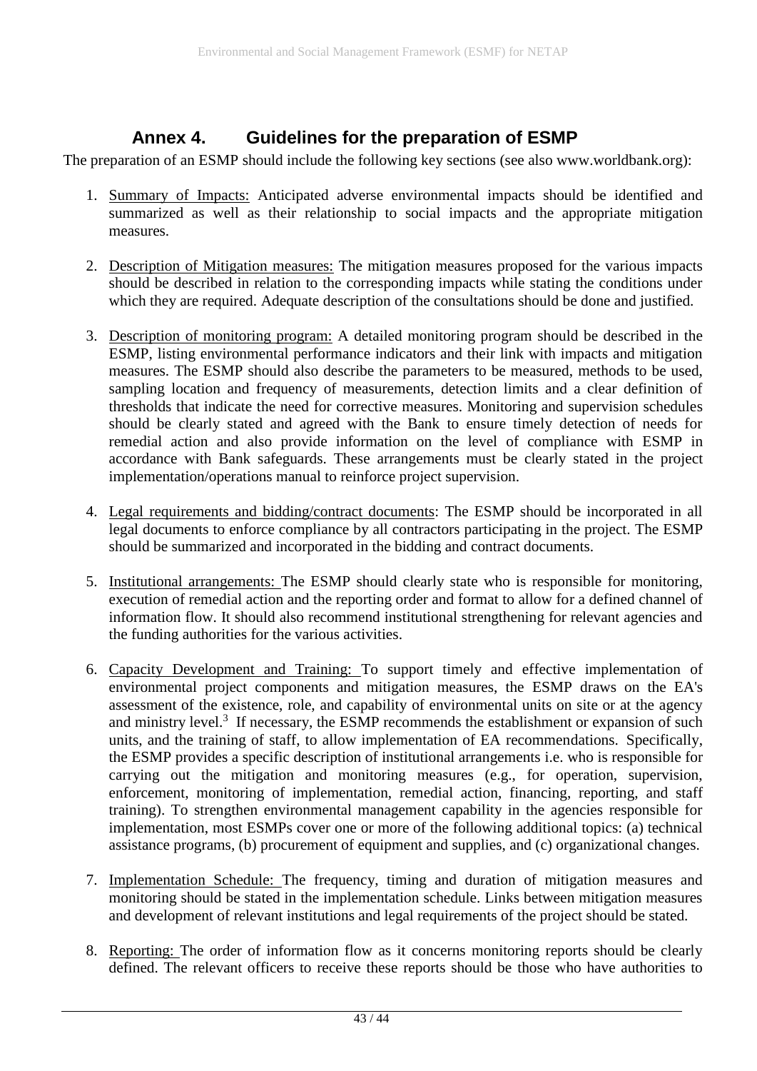# Annex 4. Guidelines for the preparation of ESMP

The preparation of an ESMP should include the following key sections (see also www.worldbank.org):

1. Summary of Impacts: Anticipated adverse environmental impacts should be identified and summarized as well as their relationship to social impacts and the appropriate mitigation measures.

2. Description of Mitigation measures: The mitigation measures proposed for the various impacts should be described in relation to the corresponding impacts while stating the conditions under which they are required. Adequate description of the consultations should be done and justified.

3. Description of monitoring program: A detailed monitoring program should be described in the ESMP, listing environmental performance indicators and their link with impacts and mitigation measures. The ESMP should also describe the parameters to be measured, methods to be used, sampling location and frequency of measurements, detection limits and a clear definition of thresholds that indicate the need for corrective measures. Monitoring and supervision schedules should be clearly stated and agreed with the Bank to ensure timely detection of needs for remedial action and also provide information on the level of compliance with ESMP in accordance with Bank safeguards. These arrangements must be clearly stated in the project implementation/operations manual to reinforce project supervision.

4. Legal requirements and bidding/contract documents: The ESMP should be incorporated in all legal documents to enforce compliance by all contractors participating in the project. The ESMP should be summarized and incorporated in the bidding and contract documents.

5. Institutional arrangements: The ESMP should clearly state who is responsible for monitoring, execution of remedial action and the reporting order and format to allow for a defined channel of information flow. It should also recommend institutional strengthening for relevant agencies and the funding authorities for the various activities.

6. Capacity Development and Training: To support timely and effective implementation of environmental project components and mitigation measures, the ESMP draws on the EA's assessment of the existence, role, and capability of environmental units on site or at the agency and ministry level.[3] If necessary, the ESMP recommends the establishment or expansion of such units, and the training of staff, to allow implementation of EA recommendations. Specifically, the ESMP provides a specific description of institutional arrangements i.e. who is responsible for carrying out the mitigation and monitoring measures (e.g., for operation, supervision, enforcement, monitoring of implementation, remedial action, financing, reporting, and staff training). To strengthen environmental management capability in the agencies responsible for implementation, most ESMPs cover one or more of the following additional topics: (a) technical assistance programs, (b) procurement of equipment and supplies, and (c) organizational changes.

7. Implementation Schedule: The frequency, timing and duration of mitigation measures and monitoring should be stated in the implementation schedule. Links between mitigation measures and development of relevant institutions and legal requirements of the project should be stated.

8. Reporting: The order of information flow as it concerns monitoring reports should be clearly defined. The relevant officers to receive these reports should be those who have authorities to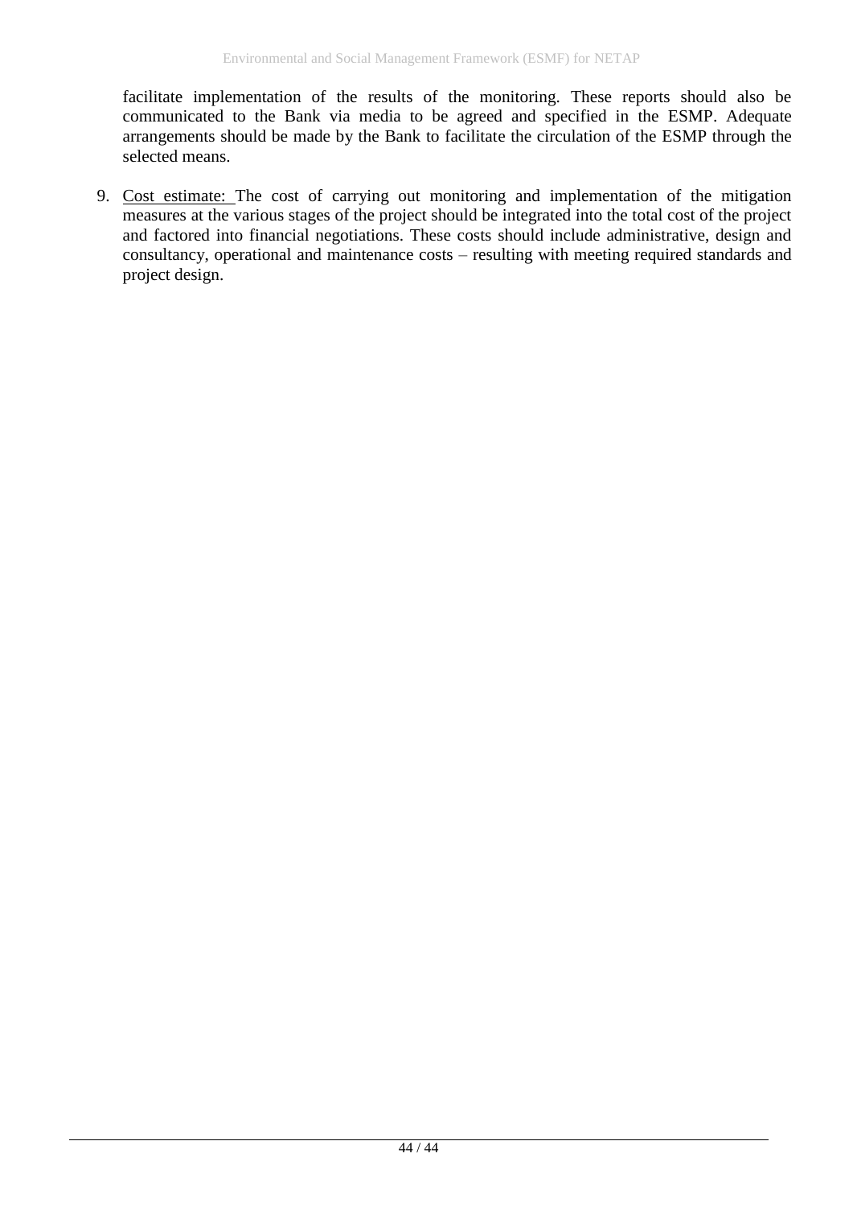facilitate implementation of the results of the monitoring. These reports should also be communicated to the Bank via media to be agreed and specified in the ESMP. Adequate arrangements should be made by the Bank to facilitate the circulation of the ESMP through the selected means.

9. Cost estimate: The cost of carrying out monitoring and implementation of the mitigation measures at the various stages of the project should be integrated into the total cost of the project and factored into financial negotiations. These costs should include administrative, design and consultancy, operational and maintenance costs – resulting with meeting required standards and project design.